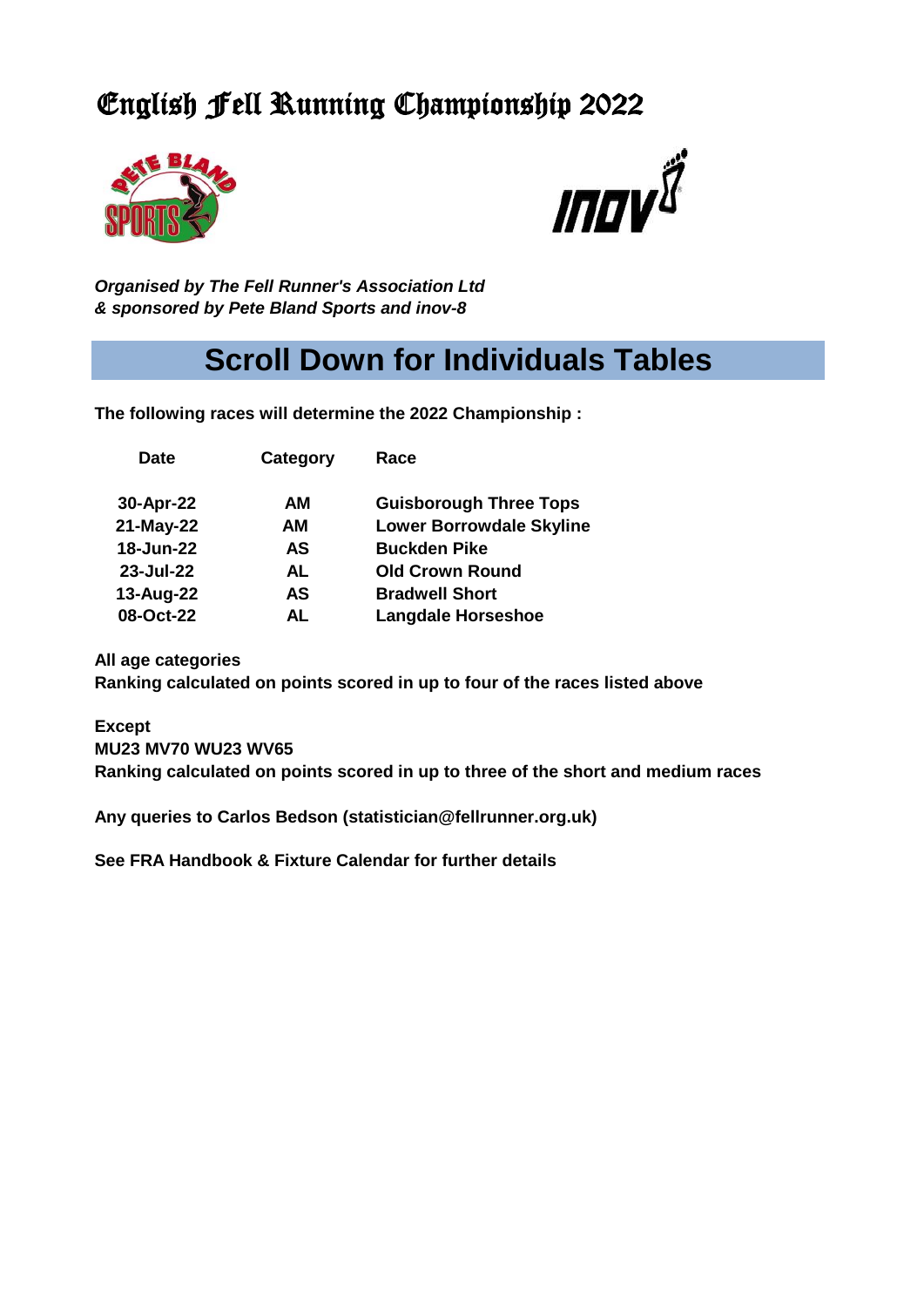# English Fell Running Championship 2022

*Organised by The Fell Runner's Association Ltd*
*& sponsored by Pete Bland Sports and inov-8*

## Scroll Down for Individuals Tables

**The following races will determine the 2022 Championship :**

| Date | Category | Race |
|---|---|---|
| 30-Apr-22 | AM | Guisborough Three Tops |
| 21-May-22 | AM | Lower Borrowdale Skyline |
| 18-Jun-22 | AS | Buckden Pike |
| 23-Jul-22 | AL | Old Crown Round |
| 13-Aug-22 | AS | Bradwell Short |
| 08-Oct-22 | AL | Langdale Horseshoe |

**All age categories**
**Ranking calculated on points scored in up to four of the races listed above**

**Except**
**MU23 MV70 WU23 WV65**
**Ranking calculated on points scored in up to three of the short and medium races**

**Any queries to Carlos Bedson (statistician@fellrunner.org.uk)**

**See FRA Handbook & Fixture Calendar for further details**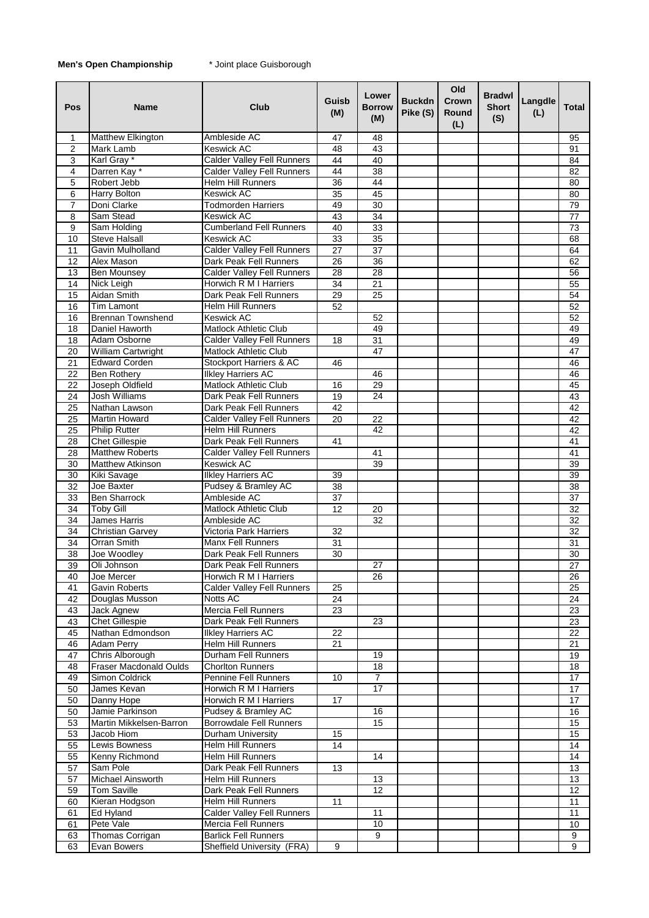**Men's Open Championship** &nbsp;&nbsp;&nbsp;&nbsp; * Joint place Guisborough

| Pos | Name | Club | Guisb (M) | Lower Borrow (M) | Buckdn Pike (S) | Old Crown Round (L) | Bradwl Short (S) | Langdle (L) | Total |
|---|---|---|---|---|---|---|---|---|---|
| 1 | Matthew Elkington | Ambleside AC | 47 | 48 | | | | | 95 |
| 2 | Mark Lamb | Keswick AC | 48 | 43 | | | | | 91 |
| 3 | Karl Gray * | Calder Valley Fell Runners | 44 | 40 | | | | | 84 |
| 4 | Darren Kay * | Calder Valley Fell Runners | 44 | 38 | | | | | 82 |
| 5 | Robert Jebb | Helm Hill Runners | 36 | 44 | | | | | 80 |
| 6 | Harry Bolton | Keswick AC | 35 | 45 | | | | | 80 |
| 7 | Doni Clarke | Todmorden Harriers | 49 | 30 | | | | | 79 |
| 8 | Sam Stead | Keswick AC | 43 | 34 | | | | | 77 |
| 9 | Sam Holding | Cumberland Fell Runners | 40 | 33 | | | | | 73 |
| 10 | Steve Halsall | Keswick AC | 33 | 35 | | | | | 68 |
| 11 | Gavin Mulholland | Calder Valley Fell Runners | 27 | 37 | | | | | 64 |
| 12 | Alex Mason | Dark Peak Fell Runners | 26 | 36 | | | | | 62 |
| 13 | Ben Mounsey | Calder Valley Fell Runners | 28 | 28 | | | | | 56 |
| 14 | Nick Leigh | Horwich R M I Harriers | 34 | 21 | | | | | 55 |
| 15 | Aidan Smith | Dark Peak Fell Runners | 29 | 25 | | | | | 54 |
| 16 | Tim Lamont | Helm Hill Runners | 52 | | | | | | 52 |
| 16 | Brennan Townshend | Keswick AC | | 52 | | | | | 52 |
| 18 | Daniel Haworth | Matlock Athletic Club | | 49 | | | | | 49 |
| 18 | Adam Osborne | Calder Valley Fell Runners | 18 | 31 | | | | | 49 |
| 20 | William Cartwright | Matlock Athletic Club | | 47 | | | | | 47 |
| 21 | Edward Corden | Stockport Harriers & AC | 46 | | | | | | 46 |
| 22 | Ben Rothery | Ilkley Harriers AC | | 46 | | | | | 46 |
| 22 | Joseph Oldfield | Matlock Athletic Club | 16 | 29 | | | | | 45 |
| 24 | Josh Williams | Dark Peak Fell Runners | 19 | 24 | | | | | 43 |
| 25 | Nathan Lawson | Dark Peak Fell Runners | 42 | | | | | | 42 |
| 25 | Martin Howard | Calder Valley Fell Runners | 20 | 22 | | | | | 42 |
| 25 | Philip Rutter | Helm Hill Runners | | 42 | | | | | 42 |
| 28 | Chet Gillespie | Dark Peak Fell Runners | 41 | | | | | | 41 |
| 28 | Matthew Roberts | Calder Valley Fell Runners | | 41 | | | | | 41 |
| 30 | Matthew Atkinson | Keswick AC | | 39 | | | | | 39 |
| 30 | Kiki Savage | Ilkley Harriers AC | 39 | | | | | | 39 |
| 32 | Joe Baxter | Pudsey & Bramley AC | 38 | | | | | | 38 |
| 33 | Ben Sharrock | Ambleside AC | 37 | | | | | | 37 |
| 34 | Toby Gill | Matlock Athletic Club | 12 | 20 | | | | | 32 |
| 34 | James Harris | Ambleside AC | | 32 | | | | | 32 |
| 34 | Christian Garvey | Victoria Park Harriers | 32 | | | | | | 32 |
| 34 | Orran Smith | Manx Fell Runners | 31 | | | | | | 31 |
| 38 | Joe Woodley | Dark Peak Fell Runners | 30 | | | | | | 30 |
| 39 | Oli Johnson | Dark Peak Fell Runners | | 27 | | | | | 27 |
| 40 | Joe Mercer | Horwich R M I Harriers | | 26 | | | | | 26 |
| 41 | Gavin Roberts | Calder Valley Fell Runners | 25 | | | | | | 25 |
| 42 | Douglas Musson | Notts AC | 24 | | | | | | 24 |
| 43 | Jack Agnew | Mercia Fell Runners | 23 | | | | | | 23 |
| 43 | Chet Gillespie | Dark Peak Fell Runners | | 23 | | | | | 23 |
| 45 | Nathan Edmondson | Ilkley Harriers AC | 22 | | | | | | 22 |
| 46 | Adam Perry | Helm Hill Runners | 21 | | | | | | 21 |
| 47 | Chris Alborough | Durham Fell Runners | | 19 | | | | | 19 |
| 48 | Fraser Macdonald Oulds | Chorlton Runners | | 18 | | | | | 18 |
| 49 | Simon Coldrick | Pennine Fell Runners | 10 | 7 | | | | | 17 |
| 50 | James Kevan | Horwich R M I Harriers | | 17 | | | | | 17 |
| 50 | Danny Hope | Horwich R M I Harriers | 17 | | | | | | 17 |
| 50 | Jamie Parkinson | Pudsey & Bramley AC | | 16 | | | | | 16 |
| 53 | Martin Mikkelsen-Barron | Borrowdale Fell Runners | | 15 | | | | | 15 |
| 53 | Jacob Hiom | Durham University | 15 | | | | | | 15 |
| 55 | Lewis Bowness | Helm Hill Runners | 14 | | | | | | 14 |
| 55 | Kenny Richmond | Helm Hill Runners | | 14 | | | | | 14 |
| 57 | Sam Pole | Dark Peak Fell Runners | 13 | | | | | | 13 |
| 57 | Michael Ainsworth | Helm Hill Runners | | 13 | | | | | 13 |
| 59 | Tom Saville | Dark Peak Fell Runners | | 12 | | | | | 12 |
| 60 | Kieran Hodgson | Helm Hill Runners | 11 | | | | | | 11 |
| 61 | Ed Hyland | Calder Valley Fell Runners | | 11 | | | | | 11 |
| 61 | Pete Vale | Mercia Fell Runners | | 10 | | | | | 10 |
| 63 | Thomas Corrigan | Barlick Fell Runners | | 9 | | | | | 9 |
| 63 | Evan Bowers | Sheffield University (FRA) | 9 | | | | | | 9 |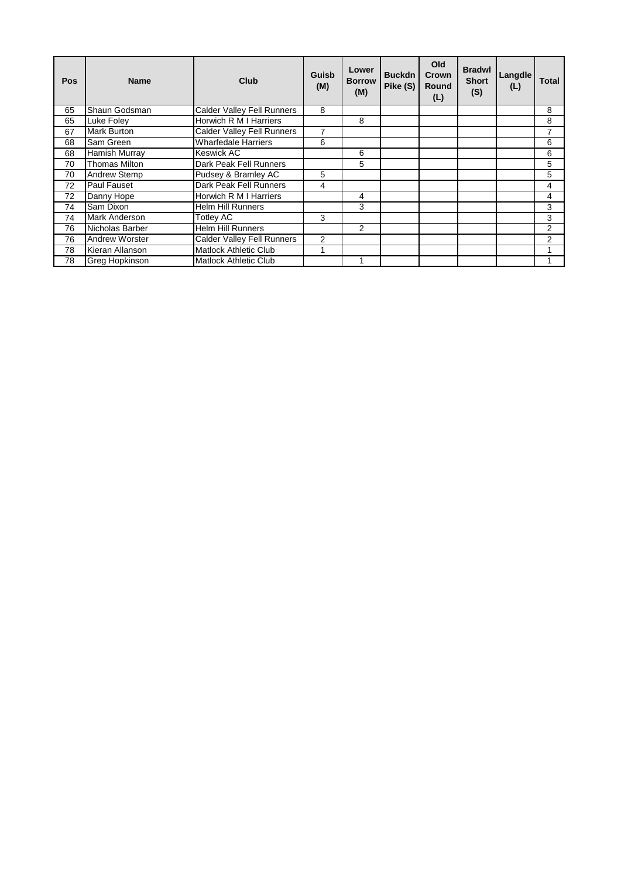| Pos | Name | Club | Guisb (M) | Lower Borrow (M) | Buckdn Pike (S) | Old Crown Round (L) | Bradwl Short (S) | Langdle (L) | Total |
|---|---|---|---|---|---|---|---|---|---|
| 65 | Shaun Godsman | Calder Valley Fell Runners | 8 | | | | | | 8 |
| 65 | Luke Foley | Horwich R M I Harriers | | 8 | | | | | 8 |
| 67 | Mark Burton | Calder Valley Fell Runners | 7 | | | | | | 7 |
| 68 | Sam Green | Wharfedale Harriers | 6 | | | | | | 6 |
| 68 | Hamish Murray | Keswick AC | | 6 | | | | | 6 |
| 70 | Thomas Milton | Dark Peak Fell Runners | | 5 | | | | | 5 |
| 70 | Andrew Stemp | Pudsey & Bramley AC | 5 | | | | | | 5 |
| 72 | Paul Fauset | Dark Peak Fell Runners | 4 | | | | | | 4 |
| 72 | Danny Hope | Horwich R M I Harriers | | 4 | | | | | 4 |
| 74 | Sam Dixon | Helm Hill Runners | | 3 | | | | | 3 |
| 74 | Mark Anderson | Totley AC | 3 | | | | | | 3 |
| 76 | Nicholas Barber | Helm Hill Runners | | 2 | | | | | 2 |
| 76 | Andrew Worster | Calder Valley Fell Runners | 2 | | | | | | 2 |
| 78 | Kieran Allanson | Matlock Athletic Club | 1 | | | | | | 1 |
| 78 | Greg Hopkinson | Matlock Athletic Club | | 1 | | | | | 1 |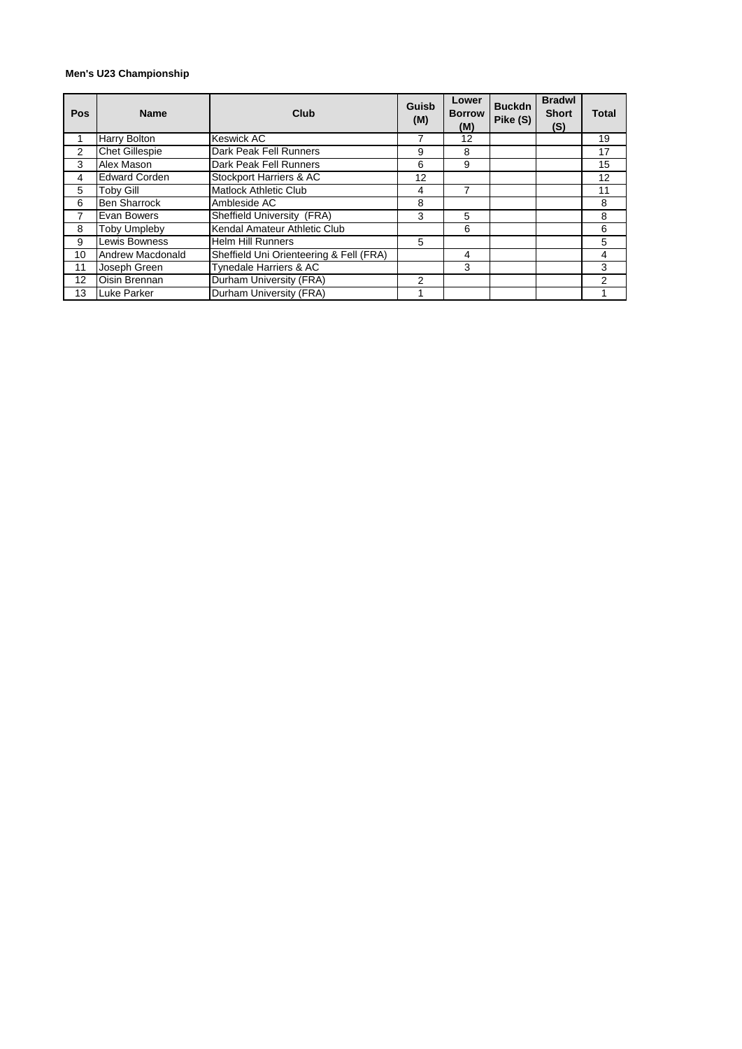**Men's U23 Championship**

| Pos | Name | Club | Guisb (M) | Lower Borrow (M) | Buckdn Pike (S) | Bradwl Short (S) | Total |
|---|---|---|---|---|---|---|---|
| 1 | Harry Bolton | Keswick AC | 7 | 12 | | | 19 |
| 2 | Chet Gillespie | Dark Peak Fell Runners | 9 | 8 | | | 17 |
| 3 | Alex Mason | Dark Peak Fell Runners | 6 | 9 | | | 15 |
| 4 | Edward Corden | Stockport Harriers & AC | 12 | | | | 12 |
| 5 | Toby Gill | Matlock Athletic Club | 4 | 7 | | | 11 |
| 6 | Ben Sharrock | Ambleside AC | 8 | | | | 8 |
| 7 | Evan Bowers | Sheffield University (FRA) | 3 | 5 | | | 8 |
| 8 | Toby Umpleby | Kendal Amateur Athletic Club | | 6 | | | 6 |
| 9 | Lewis Bowness | Helm Hill Runners | 5 | | | | 5 |
| 10 | Andrew Macdonald | Sheffield Uni Orienteering & Fell (FRA) | | 4 | | | 4 |
| 11 | Joseph Green | Tynedale Harriers & AC | | 3 | | | 3 |
| 12 | Oisin Brennan | Durham University (FRA) | 2 | | | | 2 |
| 13 | Luke Parker | Durham University (FRA) | 1 | | | | 1 |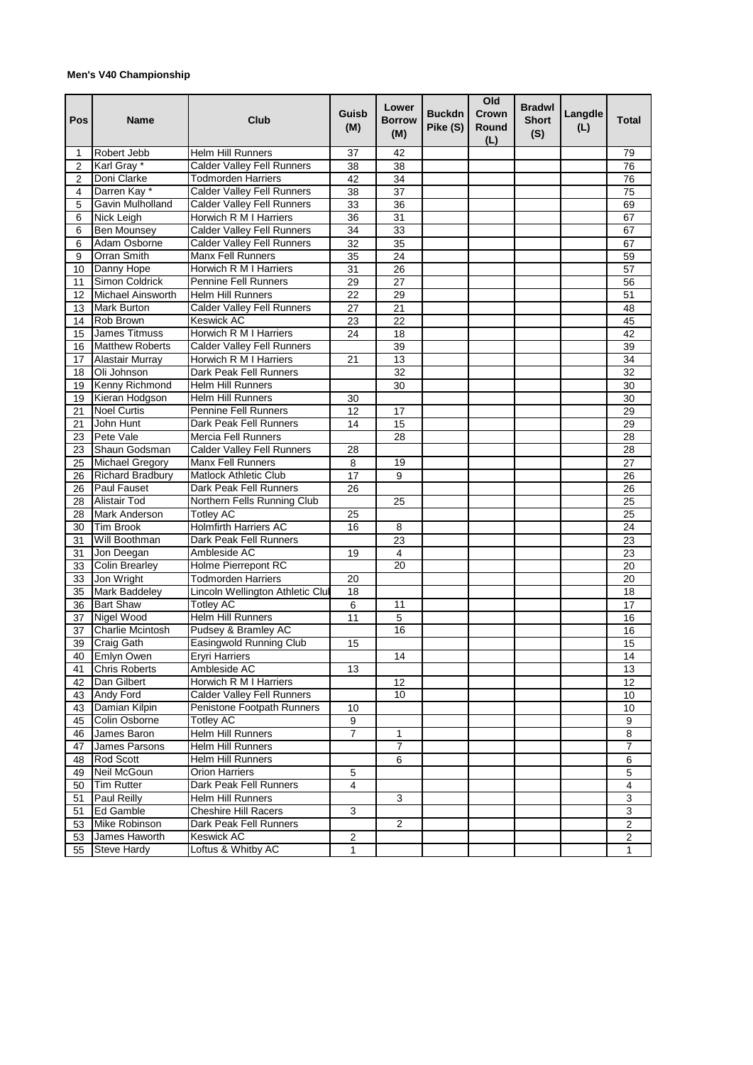**Men's V40 Championship**

| Pos | Name | Club | Guisb (M) | Lower Borrow (M) | Buckdn Pike (S) | Old Crown Round (L) | Bradwl Short (S) | Langdle (L) | Total |
|---|---|---|---|---|---|---|---|---|---|
| 1 | Robert Jebb | Helm Hill Runners | 37 | 42 | | | | | 79 |
| 2 | Karl Gray * | Calder Valley Fell Runners | 38 | 38 | | | | | 76 |
| 2 | Doni Clarke | Todmorden Harriers | 42 | 34 | | | | | 76 |
| 4 | Darren Kay * | Calder Valley Fell Runners | 38 | 37 | | | | | 75 |
| 5 | Gavin Mulholland | Calder Valley Fell Runners | 33 | 36 | | | | | 69 |
| 6 | Nick Leigh | Horwich R M I Harriers | 36 | 31 | | | | | 67 |
| 6 | Ben Mounsey | Calder Valley Fell Runners | 34 | 33 | | | | | 67 |
| 6 | Adam Osborne | Calder Valley Fell Runners | 32 | 35 | | | | | 67 |
| 9 | Orran Smith | Manx Fell Runners | 35 | 24 | | | | | 59 |
| 10 | Danny Hope | Horwich R M I Harriers | 31 | 26 | | | | | 57 |
| 11 | Simon Coldrick | Pennine Fell Runners | 29 | 27 | | | | | 56 |
| 12 | Michael Ainsworth | Helm Hill Runners | 22 | 29 | | | | | 51 |
| 13 | Mark Burton | Calder Valley Fell Runners | 27 | 21 | | | | | 48 |
| 14 | Rob Brown | Keswick AC | 23 | 22 | | | | | 45 |
| 15 | James Titmuss | Horwich R M I Harriers | 24 | 18 | | | | | 42 |
| 16 | Matthew Roberts | Calder Valley Fell Runners | | 39 | | | | | 39 |
| 17 | Alastair Murray | Horwich R M I Harriers | 21 | 13 | | | | | 34 |
| 18 | Oli Johnson | Dark Peak Fell Runners | | 32 | | | | | 32 |
| 19 | Kenny Richmond | Helm Hill Runners | | 30 | | | | | 30 |
| 19 | Kieran Hodgson | Helm Hill Runners | 30 | | | | | | 30 |
| 21 | Noel Curtis | Pennine Fell Runners | 12 | 17 | | | | | 29 |
| 21 | John Hunt | Dark Peak Fell Runners | 14 | 15 | | | | | 29 |
| 23 | Pete Vale | Mercia Fell Runners | | 28 | | | | | 28 |
| 23 | Shaun Godsman | Calder Valley Fell Runners | 28 | | | | | | 28 |
| 25 | Michael Gregory | Manx Fell Runners | 8 | 19 | | | | | 27 |
| 26 | Richard Bradbury | Matlock Athletic Club | 17 | 9 | | | | | 26 |
| 26 | Paul Fauset | Dark Peak Fell Runners | 26 | | | | | | 26 |
| 28 | Alistair Tod | Northern Fells Running Club | | 25 | | | | | 25 |
| 28 | Mark Anderson | Totley AC | 25 | | | | | | 25 |
| 30 | Tim Brook | Holmfirth Harriers AC | 16 | 8 | | | | | 24 |
| 31 | Will Boothman | Dark Peak Fell Runners | | 23 | | | | | 23 |
| 31 | Jon Deegan | Ambleside AC | 19 | 4 | | | | | 23 |
| 33 | Colin Brearley | Holme Pierrepont RC | | 20 | | | | | 20 |
| 33 | Jon Wright | Todmorden Harriers | 20 | | | | | | 20 |
| 35 | Mark Baddeley | Lincoln Wellington Athletic Clul | 18 | | | | | | 18 |
| 36 | Bart Shaw | Totley AC | 6 | 11 | | | | | 17 |
| 37 | Nigel Wood | Helm Hill Runners | 11 | 5 | | | | | 16 |
| 37 | Charlie Mcintosh | Pudsey & Bramley AC | | 16 | | | | | 16 |
| 39 | Craig Gath | Easingwold Running Club | 15 | | | | | | 15 |
| 40 | Emlyn Owen | Eryri Harriers | | 14 | | | | | 14 |
| 41 | Chris Roberts | Ambleside AC | 13 | | | | | | 13 |
| 42 | Dan Gilbert | Horwich R M I Harriers | | 12 | | | | | 12 |
| 43 | Andy Ford | Calder Valley Fell Runners | | 10 | | | | | 10 |
| 43 | Damian Kilpin | Penistone Footpath Runners | 10 | | | | | | 10 |
| 45 | Colin Osborne | Totley AC | 9 | | | | | | 9 |
| 46 | James Baron | Helm Hill Runners | 7 | 1 | | | | | 8 |
| 47 | James Parsons | Helm Hill Runners | | 7 | | | | | 7 |
| 48 | Rod Scott | Helm Hill Runners | | 6 | | | | | 6 |
| 49 | Neil McGoun | Orion Harriers | 5 | | | | | | 5 |
| 50 | Tim Rutter | Dark Peak Fell Runners | 4 | | | | | | 4 |
| 51 | Paul Reilly | Helm Hill Runners | | 3 | | | | | 3 |
| 51 | Ed Gamble | Cheshire Hill Racers | 3 | | | | | | 3 |
| 53 | Mike Robinson | Dark Peak Fell Runners | | 2 | | | | | 2 |
| 53 | James Haworth | Keswick AC | 2 | | | | | | 2 |
| 55 | Steve Hardy | Loftus & Whitby AC | 1 | | | | | | 1 |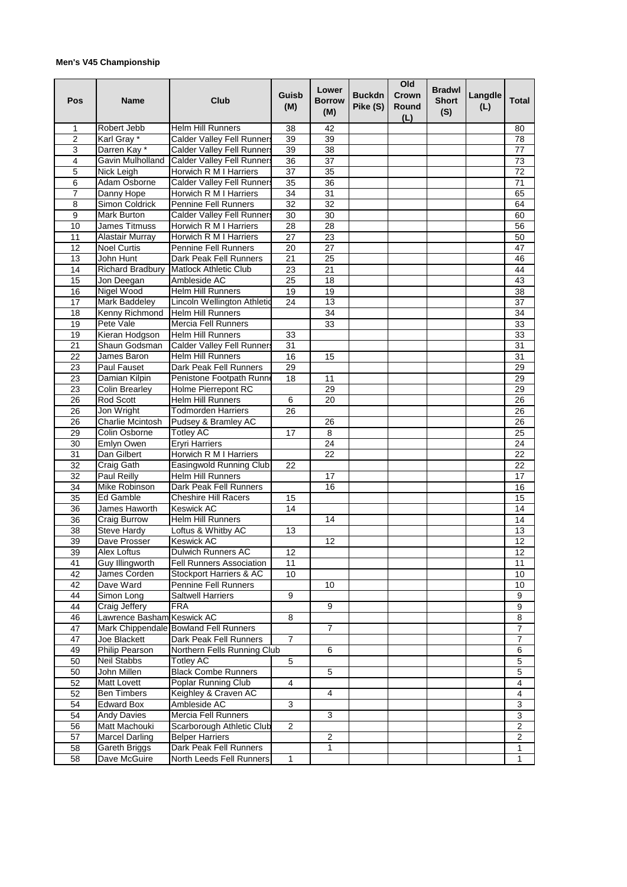**Men's V45 Championship**

| Pos | Name | Club | Guisb (M) | Lower Borrow (M) | Buckdn Pike (S) | Old Crown Round (L) | Bradwl Short (S) | Langdle (L) | Total |
|---|---|---|---|---|---|---|---|---|---|
| 1 | Robert Jebb | Helm Hill Runners | 38 | 42 | | | | | 80 |
| 2 | Karl Gray * | Calder Valley Fell Runners | 39 | 39 | | | | | 78 |
| 3 | Darren Kay * | Calder Valley Fell Runners | 39 | 38 | | | | | 77 |
| 4 | Gavin Mulholland | Calder Valley Fell Runners | 36 | 37 | | | | | 73 |
| 5 | Nick Leigh | Horwich R M I Harriers | 37 | 35 | | | | | 72 |
| 6 | Adam Osborne | Calder Valley Fell Runners | 35 | 36 | | | | | 71 |
| 7 | Danny Hope | Horwich R M I Harriers | 34 | 31 | | | | | 65 |
| 8 | Simon Coldrick | Pennine Fell Runners | 32 | 32 | | | | | 64 |
| 9 | Mark Burton | Calder Valley Fell Runners | 30 | 30 | | | | | 60 |
| 10 | James Titmuss | Horwich R M I Harriers | 28 | 28 | | | | | 56 |
| 11 | Alastair Murray | Horwich R M I Harriers | 27 | 23 | | | | | 50 |
| 12 | Noel Curtis | Pennine Fell Runners | 20 | 27 | | | | | 47 |
| 13 | John Hunt | Dark Peak Fell Runners | 21 | 25 | | | | | 46 |
| 14 | Richard Bradbury | Matlock Athletic Club | 23 | 21 | | | | | 44 |
| 15 | Jon Deegan | Ambleside AC | 25 | 18 | | | | | 43 |
| 16 | Nigel Wood | Helm Hill Runners | 19 | 19 | | | | | 38 |
| 17 | Mark Baddeley | Lincoln Wellington Athletic | 24 | 13 | | | | | 37 |
| 18 | Kenny Richmond | Helm Hill Runners | | 34 | | | | | 34 |
| 19 | Pete Vale | Mercia Fell Runners | | 33 | | | | | 33 |
| 19 | Kieran Hodgson | Helm Hill Runners | 33 | | | | | | 33 |
| 21 | Shaun Godsman | Calder Valley Fell Runners | 31 | | | | | | 31 |
| 22 | James Baron | Helm Hill Runners | 16 | 15 | | | | | 31 |
| 23 | Paul Fauset | Dark Peak Fell Runners | 29 | | | | | | 29 |
| 23 | Damian Kilpin | Penistone Footpath Runners | 18 | 11 | | | | | 29 |
| 23 | Colin Brearley | Holme Pierrepont RC | | 29 | | | | | 29 |
| 26 | Rod Scott | Helm Hill Runners | 6 | 20 | | | | | 26 |
| 26 | Jon Wright | Todmorden Harriers | 26 | | | | | | 26 |
| 26 | Charlie Mcintosh | Pudsey & Bramley AC | | 26 | | | | | 26 |
| 29 | Colin Osborne | Totley AC | 17 | 8 | | | | | 25 |
| 30 | Emlyn Owen | Eryri Harriers | | 24 | | | | | 24 |
| 31 | Dan Gilbert | Horwich R M I Harriers | | 22 | | | | | 22 |
| 32 | Craig Gath | Easingwold Running Club | 22 | | | | | | 22 |
| 32 | Paul Reilly | Helm Hill Runners | | 17 | | | | | 17 |
| 34 | Mike Robinson | Dark Peak Fell Runners | | 16 | | | | | 16 |
| 35 | Ed Gamble | Cheshire Hill Racers | 15 | | | | | | 15 |
| 36 | James Haworth | Keswick AC | 14 | | | | | | 14 |
| 36 | Craig Burrow | Helm Hill Runners | | 14 | | | | | 14 |
| 38 | Steve Hardy | Loftus & Whitby AC | 13 | | | | | | 13 |
| 39 | Dave Prosser | Keswick AC | | 12 | | | | | 12 |
| 39 | Alex Loftus | Dulwich Runners AC | 12 | | | | | | 12 |
| 41 | Guy Illingworth | Fell Runners Association | 11 | | | | | | 11 |
| 42 | James Corden | Stockport Harriers & AC | 10 | | | | | | 10 |
| 42 | Dave Ward | Pennine Fell Runners | | 10 | | | | | 10 |
| 44 | Simon Long | Saltwell Harriers | 9 | | | | | | 9 |
| 44 | Craig Jeffery | FRA | | 9 | | | | | 9 |
| 46 | Lawrence Basham | Keswick AC | 8 | | | | | | 8 |
| 47 | Mark Chippendale | Bowland Fell Runners | | 7 | | | | | 7 |
| 47 | Joe Blackett | Dark Peak Fell Runners | 7 | | | | | | 7 |
| 49 | Philip Pearson | Northern Fells Running Club | | 6 | | | | | 6 |
| 50 | Neil Stabbs | Totley AC | 5 | | | | | | 5 |
| 50 | John Millen | Black Combe Runners | | 5 | | | | | 5 |
| 52 | Matt Lovett | Poplar Running Club | 4 | | | | | | 4 |
| 52 | Ben Timbers | Keighley & Craven AC | | 4 | | | | | 4 |
| 54 | Edward Box | Ambleside AC | 3 | | | | | | 3 |
| 54 | Andy Davies | Mercia Fell Runners | | 3 | | | | | 3 |
| 56 | Matt Machouki | Scarborough Athletic Club | 2 | | | | | | 2 |
| 57 | Marcel Darling | Belper Harriers | | 2 | | | | | 2 |
| 58 | Gareth Briggs | Dark Peak Fell Runners | | 1 | | | | | 1 |
| 58 | Dave McGuire | North Leeds Fell Runners | 1 | | | | | | 1 |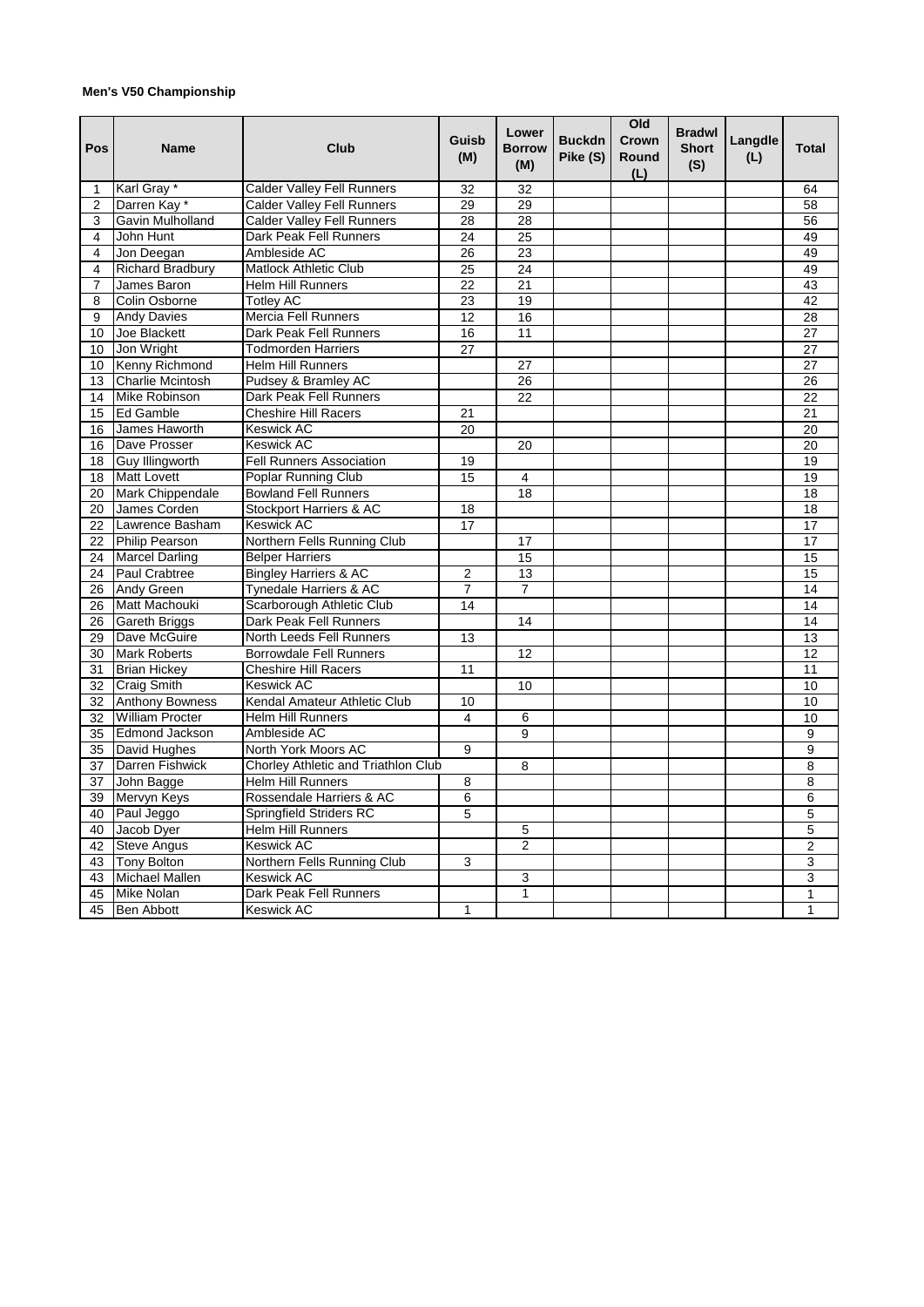**Men's V50 Championship**

| Pos | Name | Club | Guisb (M) | Lower Borrow (M) | Buckdn Pike (S) | Old Crown Round (L) | Bradwl Short (S) | Langdle (L) | Total |
|---|---|---|---|---|---|---|---|---|---|
| 1 | Karl Gray * | Calder Valley Fell Runners | 32 | 32 | | | | | 64 |
| 2 | Darren Kay * | Calder Valley Fell Runners | 29 | 29 | | | | | 58 |
| 3 | Gavin Mulholland | Calder Valley Fell Runners | 28 | 28 | | | | | 56 |
| 4 | John Hunt | Dark Peak Fell Runners | 24 | 25 | | | | | 49 |
| 4 | Jon Deegan | Ambleside AC | 26 | 23 | | | | | 49 |
| 4 | Richard Bradbury | Matlock Athletic Club | 25 | 24 | | | | | 49 |
| 7 | James Baron | Helm Hill Runners | 22 | 21 | | | | | 43 |
| 8 | Colin Osborne | Totley AC | 23 | 19 | | | | | 42 |
| 9 | Andy Davies | Mercia Fell Runners | 12 | 16 | | | | | 28 |
| 10 | Joe Blackett | Dark Peak Fell Runners | 16 | 11 | | | | | 27 |
| 10 | Jon Wright | Todmorden Harriers | 27 | | | | | | 27 |
| 10 | Kenny Richmond | Helm Hill Runners | | 27 | | | | | 27 |
| 13 | Charlie Mcintosh | Pudsey & Bramley AC | | 26 | | | | | 26 |
| 14 | Mike Robinson | Dark Peak Fell Runners | | 22 | | | | | 22 |
| 15 | Ed Gamble | Cheshire Hill Racers | 21 | | | | | | 21 |
| 16 | James Haworth | Keswick AC | 20 | | | | | | 20 |
| 16 | Dave Prosser | Keswick AC | | 20 | | | | | 20 |
| 18 | Guy Illingworth | Fell Runners Association | 19 | | | | | | 19 |
| 18 | Matt Lovett | Poplar Running Club | 15 | 4 | | | | | 19 |
| 20 | Mark Chippendale | Bowland Fell Runners | | 18 | | | | | 18 |
| 20 | James Corden | Stockport Harriers & AC | 18 | | | | | | 18 |
| 22 | Lawrence Basham | Keswick AC | 17 | | | | | | 17 |
| 22 | Philip Pearson | Northern Fells Running Club | | 17 | | | | | 17 |
| 24 | Marcel Darling | Belper Harriers | | 15 | | | | | 15 |
| 24 | Paul Crabtree | Bingley Harriers & AC | 2 | 13 | | | | | 15 |
| 26 | Andy Green | Tynedale Harriers & AC | 7 | 7 | | | | | 14 |
| 26 | Matt Machouki | Scarborough Athletic Club | 14 | | | | | | 14 |
| 26 | Gareth Briggs | Dark Peak Fell Runners | | 14 | | | | | 14 |
| 29 | Dave McGuire | North Leeds Fell Runners | 13 | | | | | | 13 |
| 30 | Mark Roberts | Borrowdale Fell Runners | | 12 | | | | | 12 |
| 31 | Brian Hickey | Cheshire Hill Racers | 11 | | | | | | 11 |
| 32 | Craig Smith | Keswick AC | | 10 | | | | | 10 |
| 32 | Anthony Bowness | Kendal Amateur Athletic Club | 10 | | | | | | 10 |
| 32 | William Procter | Helm Hill Runners | 4 | 6 | | | | | 10 |
| 35 | Edmond Jackson | Ambleside AC | | 9 | | | | | 9 |
| 35 | David Hughes | North York Moors AC | 9 | | | | | | 9 |
| 37 | Darren Fishwick | Chorley Athletic and Triathlon Club | | 8 | | | | | 8 |
| 37 | John Bagge | Helm Hill Runners | 8 | | | | | | 8 |
| 39 | Mervyn Keys | Rossendale Harriers & AC | 6 | | | | | | 6 |
| 40 | Paul Jeggo | Springfield Striders RC | 5 | | | | | | 5 |
| 40 | Jacob Dyer | Helm Hill Runners | | 5 | | | | | 5 |
| 42 | Steve Angus | Keswick AC | | 2 | | | | | 2 |
| 43 | Tony Bolton | Northern Fells Running Club | 3 | | | | | | 3 |
| 43 | Michael Mallen | Keswick AC | | 3 | | | | | 3 |
| 45 | Mike Nolan | Dark Peak Fell Runners | | 1 | | | | | 1 |
| 45 | Ben Abbott | Keswick AC | 1 | | | | | | 1 |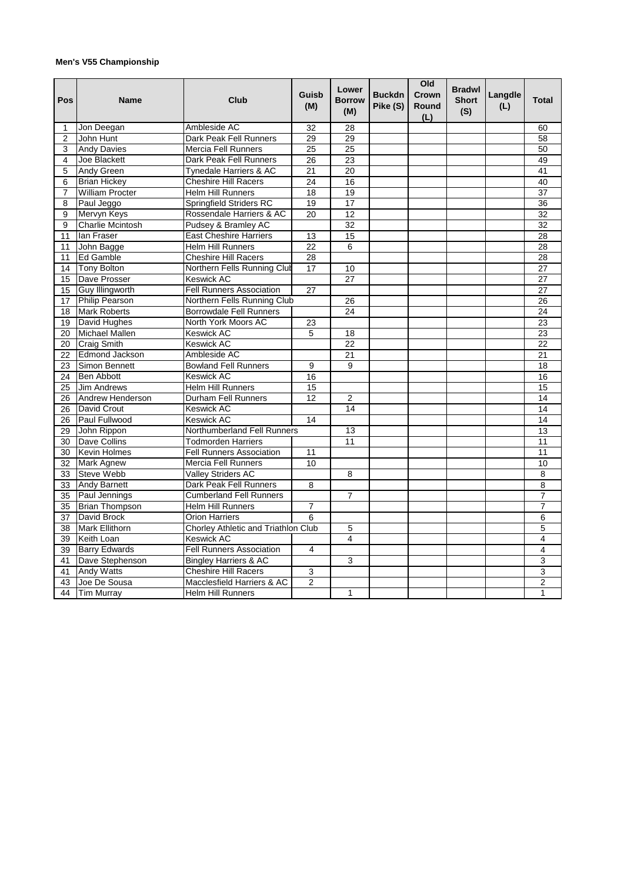**Men's V55 Championship**

| Pos | Name | Club | Guisb (M) | Lower Borrow (M) | Buckdn Pike (S) | Old Crown Round (L) | Bradwl Short (S) | Langdle (L) | Total |
|---|---|---|---|---|---|---|---|---|---|
| 1 | Jon Deegan | Ambleside AC | 32 | 28 | | | | | 60 |
| 2 | John Hunt | Dark Peak Fell Runners | 29 | 29 | | | | | 58 |
| 3 | Andy Davies | Mercia Fell Runners | 25 | 25 | | | | | 50 |
| 4 | Joe Blackett | Dark Peak Fell Runners | 26 | 23 | | | | | 49 |
| 5 | Andy Green | Tynedale Harriers & AC | 21 | 20 | | | | | 41 |
| 6 | Brian Hickey | Cheshire Hill Racers | 24 | 16 | | | | | 40 |
| 7 | William Procter | Helm Hill Runners | 18 | 19 | | | | | 37 |
| 8 | Paul Jeggo | Springfield Striders RC | 19 | 17 | | | | | 36 |
| 9 | Mervyn Keys | Rossendale Harriers & AC | 20 | 12 | | | | | 32 |
| 9 | Charlie Mcintosh | Pudsey & Bramley AC | | 32 | | | | | 32 |
| 11 | Ian Fraser | East Cheshire Harriers | 13 | 15 | | | | | 28 |
| 11 | John Bagge | Helm Hill Runners | 22 | 6 | | | | | 28 |
| 11 | Ed Gamble | Cheshire Hill Racers | 28 | | | | | | 28 |
| 14 | Tony Bolton | Northern Fells Running Club | 17 | 10 | | | | | 27 |
| 15 | Dave Prosser | Keswick AC | | 27 | | | | | 27 |
| 15 | Guy Illingworth | Fell Runners Association | 27 | | | | | | 27 |
| 17 | Philip Pearson | Northern Fells Running Club | | 26 | | | | | 26 |
| 18 | Mark Roberts | Borrowdale Fell Runners | | 24 | | | | | 24 |
| 19 | David Hughes | North York Moors AC | 23 | | | | | | 23 |
| 20 | Michael Mallen | Keswick AC | 5 | 18 | | | | | 23 |
| 20 | Craig Smith | Keswick AC | | 22 | | | | | 22 |
| 22 | Edmond Jackson | Ambleside AC | | 21 | | | | | 21 |
| 23 | Simon Bennett | Bowland Fell Runners | 9 | 9 | | | | | 18 |
| 24 | Ben Abbott | Keswick AC | 16 | | | | | | 16 |
| 25 | Jim Andrews | Helm Hill Runners | 15 | | | | | | 15 |
| 26 | Andrew Henderson | Durham Fell Runners | 12 | 2 | | | | | 14 |
| 26 | David Crout | Keswick AC | | 14 | | | | | 14 |
| 26 | Paul Fullwood | Keswick AC | 14 | | | | | | 14 |
| 29 | John Rippon | Northumberland Fell Runners | | 13 | | | | | 13 |
| 30 | Dave Collins | Todmorden Harriers | | 11 | | | | | 11 |
| 30 | Kevin Holmes | Fell Runners Association | 11 | | | | | | 11 |
| 32 | Mark Agnew | Mercia Fell Runners | 10 | | | | | | 10 |
| 33 | Steve Webb | Valley Striders AC | | 8 | | | | | 8 |
| 33 | Andy Barnett | Dark Peak Fell Runners | 8 | | | | | | 8 |
| 35 | Paul Jennings | Cumberland Fell Runners | | 7 | | | | | 7 |
| 35 | Brian Thompson | Helm Hill Runners | 7 | | | | | | 7 |
| 37 | David Brock | Orion Harriers | 6 | | | | | | 6 |
| 38 | Mark Ellithorn | Chorley Athletic and Triathlon Club | | 5 | | | | | 5 |
| 39 | Keith Loan | Keswick AC | | 4 | | | | | 4 |
| 39 | Barry Edwards | Fell Runners Association | 4 | | | | | | 4 |
| 41 | Dave Stephenson | Bingley Harriers & AC | | 3 | | | | | 3 |
| 41 | Andy Watts | Cheshire Hill Racers | 3 | | | | | | 3 |
| 43 | Joe De Sousa | Macclesfield Harriers & AC | 2 | | | | | | 2 |
| 44 | Tim Murray | Helm Hill Runners | | 1 | | | | | 1 |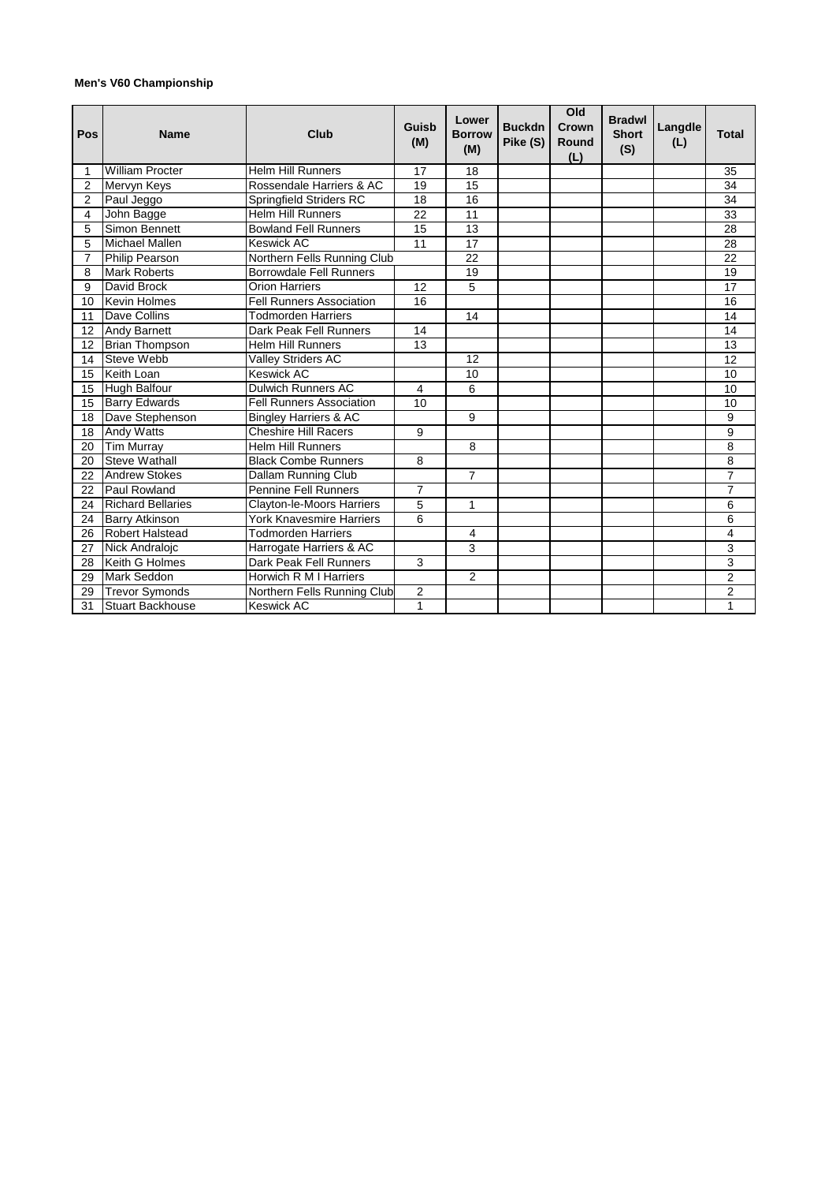**Men's V60 Championship**

| Pos | Name | Club | Guisb (M) | Lower Borrow (M) | Buckdn Pike (S) | Old Crown Round (L) | Bradwl Short (S) | Langdle (L) | Total |
|---|---|---|---|---|---|---|---|---|---|
| 1 | William Procter | Helm Hill Runners | 17 | 18 | | | | | 35 |
| 2 | Mervyn Keys | Rossendale Harriers & AC | 19 | 15 | | | | | 34 |
| 2 | Paul Jeggo | Springfield Striders RC | 18 | 16 | | | | | 34 |
| 4 | John Bagge | Helm Hill Runners | 22 | 11 | | | | | 33 |
| 5 | Simon Bennett | Bowland Fell Runners | 15 | 13 | | | | | 28 |
| 5 | Michael Mallen | Keswick AC | 11 | 17 | | | | | 28 |
| 7 | Philip Pearson | Northern Fells Running Club | | 22 | | | | | 22 |
| 8 | Mark Roberts | Borrowdale Fell Runners | | 19 | | | | | 19 |
| 9 | David Brock | Orion Harriers | 12 | 5 | | | | | 17 |
| 10 | Kevin Holmes | Fell Runners Association | 16 | | | | | | 16 |
| 11 | Dave Collins | Todmorden Harriers | | 14 | | | | | 14 |
| 12 | Andy Barnett | Dark Peak Fell Runners | 14 | | | | | | 14 |
| 12 | Brian Thompson | Helm Hill Runners | 13 | | | | | | 13 |
| 14 | Steve Webb | Valley Striders AC | | 12 | | | | | 12 |
| 15 | Keith Loan | Keswick AC | | 10 | | | | | 10 |
| 15 | Hugh Balfour | Dulwich Runners AC | 4 | 6 | | | | | 10 |
| 15 | Barry Edwards | Fell Runners Association | 10 | | | | | | 10 |
| 18 | Dave Stephenson | Bingley Harriers & AC | | 9 | | | | | 9 |
| 18 | Andy Watts | Cheshire Hill Racers | 9 | | | | | | 9 |
| 20 | Tim Murray | Helm Hill Runners | | 8 | | | | | 8 |
| 20 | Steve Wathall | Black Combe Runners | 8 | | | | | | 8 |
| 22 | Andrew Stokes | Dallam Running Club | | 7 | | | | | 7 |
| 22 | Paul Rowland | Pennine Fell Runners | 7 | | | | | | 7 |
| 24 | Richard Bellaries | Clayton-le-Moors Harriers | 5 | 1 | | | | | 6 |
| 24 | Barry Atkinson | York Knavesmire Harriers | 6 | | | | | | 6 |
| 26 | Robert Halstead | Todmorden Harriers | | 4 | | | | | 4 |
| 27 | Nick Andralojc | Harrogate Harriers & AC | | 3 | | | | | 3 |
| 28 | Keith G Holmes | Dark Peak Fell Runners | 3 | | | | | | 3 |
| 29 | Mark Seddon | Horwich R M I Harriers | | 2 | | | | | 2 |
| 29 | Trevor Symonds | Northern Fells Running Club | 2 | | | | | | 2 |
| 31 | Stuart Backhouse | Keswick AC | 1 | | | | | | 1 |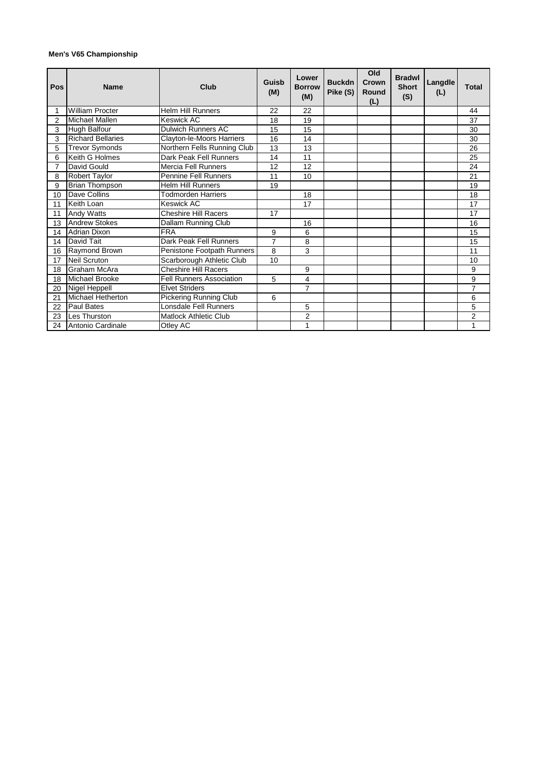**Men's V65 Championship**

| Pos | Name | Club | Guisb (M) | Lower Borrow (M) | Buckdn Pike (S) | Old Crown Round (L) | Bradwl Short (S) | Langdle (L) | Total |
|---|---|---|---|---|---|---|---|---|---|
| 1 | William Procter | Helm Hill Runners | 22 | 22 | | | | | 44 |
| 2 | Michael Mallen | Keswick AC | 18 | 19 | | | | | 37 |
| 3 | Hugh Balfour | Dulwich Runners AC | 15 | 15 | | | | | 30 |
| 3 | Richard Bellaries | Clayton-le-Moors Harriers | 16 | 14 | | | | | 30 |
| 5 | Trevor Symonds | Northern Fells Running Club | 13 | 13 | | | | | 26 |
| 6 | Keith G Holmes | Dark Peak Fell Runners | 14 | 11 | | | | | 25 |
| 7 | David Gould | Mercia Fell Runners | 12 | 12 | | | | | 24 |
| 8 | Robert Taylor | Pennine Fell Runners | 11 | 10 | | | | | 21 |
| 9 | Brian Thompson | Helm Hill Runners | 19 | | | | | | 19 |
| 10 | Dave Collins | Todmorden Harriers | | 18 | | | | | 18 |
| 11 | Keith Loan | Keswick AC | | 17 | | | | | 17 |
| 11 | Andy Watts | Cheshire Hill Racers | 17 | | | | | | 17 |
| 13 | Andrew Stokes | Dallam Running Club | | 16 | | | | | 16 |
| 14 | Adrian Dixon | FRA | 9 | 6 | | | | | 15 |
| 14 | David Tait | Dark Peak Fell Runners | 7 | 8 | | | | | 15 |
| 16 | Raymond Brown | Penistone Footpath Runners | 8 | 3 | | | | | 11 |
| 17 | Neil Scruton | Scarborough Athletic Club | 10 | | | | | | 10 |
| 18 | Graham McAra | Cheshire Hill Racers | | 9 | | | | | 9 |
| 18 | Michael Brooke | Fell Runners Association | 5 | 4 | | | | | 9 |
| 20 | Nigel Heppell | Elvet Striders | | 7 | | | | | 7 |
| 21 | Michael Hetherton | Pickering Running Club | 6 | | | | | | 6 |
| 22 | Paul Bates | Lonsdale Fell Runners | | 5 | | | | | 5 |
| 23 | Les Thurston | Matlock Athletic Club | | 2 | | | | | 2 |
| 24 | Antonio Cardinale | Otley AC | | 1 | | | | | 1 |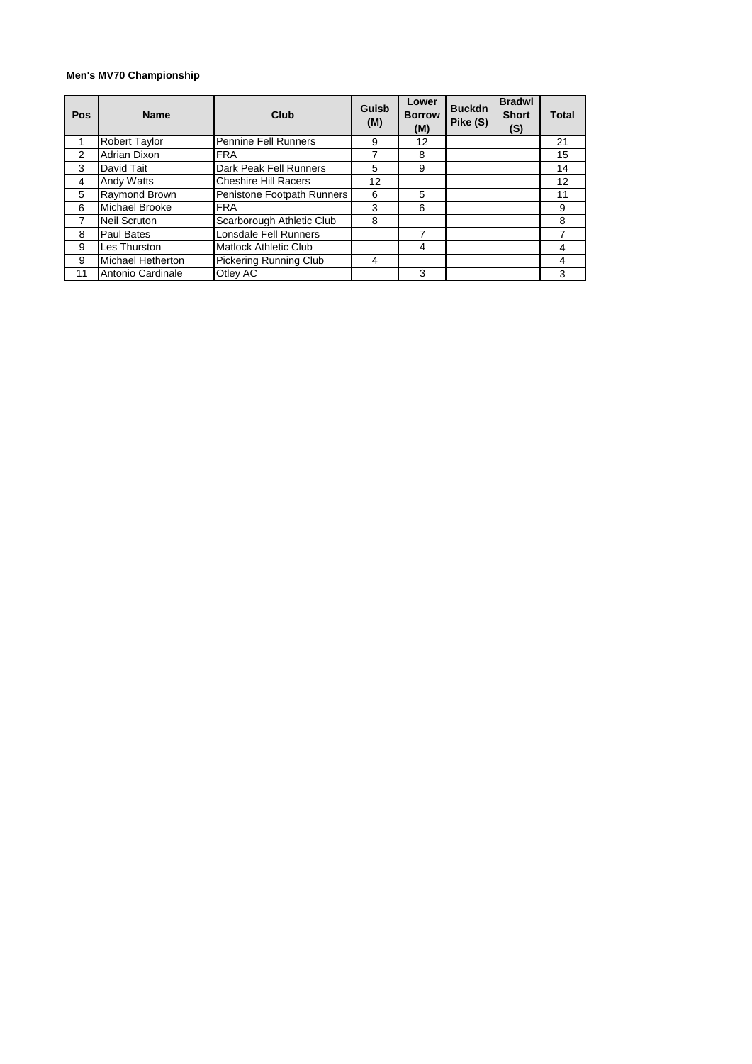**Men's MV70 Championship**

| Pos | Name | Club | Guisb (M) | Lower Borrow (M) | Buckdn Pike (S) | Bradwl Short (S) | Total |
|---|---|---|---|---|---|---|---|
| 1 | Robert Taylor | Pennine Fell Runners | 9 | 12 | | | 21 |
| 2 | Adrian Dixon | FRA | 7 | 8 | | | 15 |
| 3 | David Tait | Dark Peak Fell Runners | 5 | 9 | | | 14 |
| 4 | Andy Watts | Cheshire Hill Racers | 12 | | | | 12 |
| 5 | Raymond Brown | Penistone Footpath Runners | 6 | 5 | | | 11 |
| 6 | Michael Brooke | FRA | 3 | 6 | | | 9 |
| 7 | Neil Scruton | Scarborough Athletic Club | 8 | | | | 8 |
| 8 | Paul Bates | Lonsdale Fell Runners | | 7 | | | 7 |
| 9 | Les Thurston | Matlock Athletic Club | | 4 | | | 4 |
| 9 | Michael Hetherton | Pickering Running Club | 4 | | | | 4 |
| 11 | Antonio Cardinale | Otley AC | | 3 | | | 3 |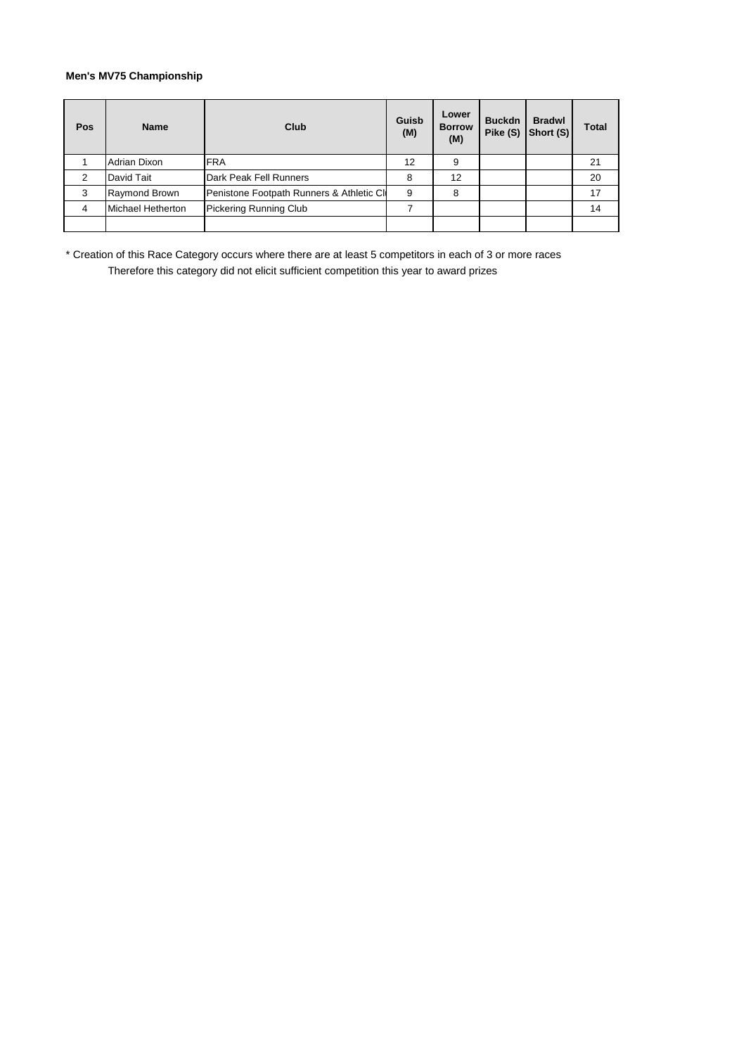**Men's MV75 Championship**

| Pos | Name | Club | Guisb (M) | Lower Borrow (M) | Buckdn Pike (S) | Bradwl Short (S) | Total |
|---|---|---|---|---|---|---|---|
| 1 | Adrian Dixon | FRA | 12 | 9 | | | 21 |
| 2 | David Tait | Dark Peak Fell Runners | 8 | 12 | | | 20 |
| 3 | Raymond Brown | Penistone Footpath Runners & Athletic Cl | 9 | 8 | | | 17 |
| 4 | Michael Hetherton | Pickering Running Club | 7 | | | | 14 |
| | | | | | | | |

* Creation of this Race Category occurs where there are at least 5 competitors in each of 3 or more races
Therefore this category did not elicit sufficient competition this year to award prizes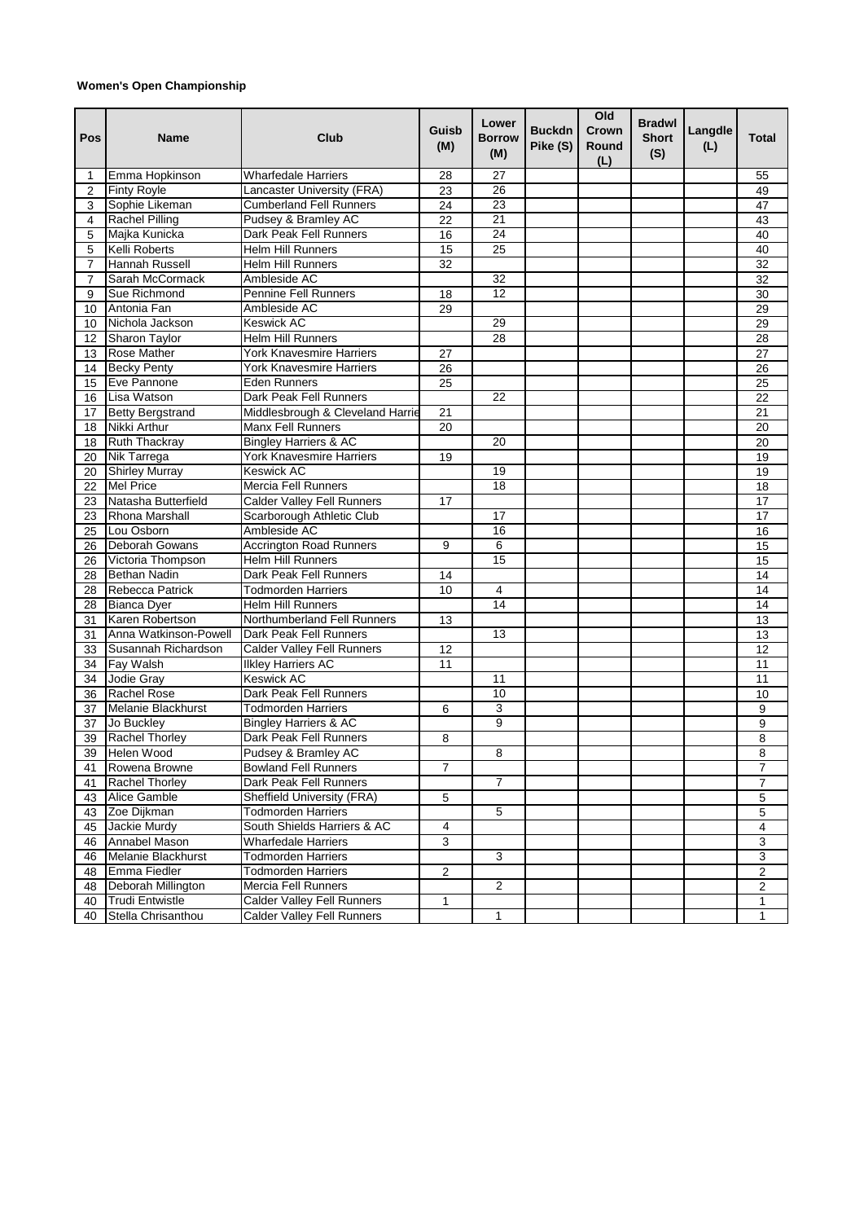**Women's Open Championship**

| Pos | Name | Club | Guisb (M) | Lower Borrow (M) | Buckdn Pike (S) | Old Crown Round (L) | Bradwl Short (S) | Langdle (L) | Total |
|---|---|---|---|---|---|---|---|---|---|
| 1 | Emma Hopkinson | Wharfedale Harriers | 28 | 27 | | | | | 55 |
| 2 | Finty Royle | Lancaster University (FRA) | 23 | 26 | | | | | 49 |
| 3 | Sophie Likeman | Cumberland Fell Runners | 24 | 23 | | | | | 47 |
| 4 | Rachel Pilling | Pudsey & Bramley AC | 22 | 21 | | | | | 43 |
| 5 | Majka Kunicka | Dark Peak Fell Runners | 16 | 24 | | | | | 40 |
| 5 | Kelli Roberts | Helm Hill Runners | 15 | 25 | | | | | 40 |
| 7 | Hannah Russell | Helm Hill Runners | 32 | | | | | | 32 |
| 7 | Sarah McCormack | Ambleside AC | | 32 | | | | | 32 |
| 9 | Sue Richmond | Pennine Fell Runners | 18 | 12 | | | | | 30 |
| 10 | Antonia Fan | Ambleside AC | 29 | | | | | | 29 |
| 10 | Nichola Jackson | Keswick AC | | 29 | | | | | 29 |
| 12 | Sharon Taylor | Helm Hill Runners | | 28 | | | | | 28 |
| 13 | Rose Mather | York Knavesmire Harriers | 27 | | | | | | 27 |
| 14 | Becky Penty | York Knavesmire Harriers | 26 | | | | | | 26 |
| 15 | Eve Pannone | Eden Runners | 25 | | | | | | 25 |
| 16 | Lisa Watson | Dark Peak Fell Runners | | 22 | | | | | 22 |
| 17 | Betty Bergstrand | Middlesbrough & Cleveland Harrie | 21 | | | | | | 21 |
| 18 | Nikki Arthur | Manx Fell Runners | 20 | | | | | | 20 |
| 18 | Ruth Thackray | Bingley Harriers & AC | | 20 | | | | | 20 |
| 20 | Nik Tarrega | York Knavesmire Harriers | 19 | | | | | | 19 |
| 20 | Shirley Murray | Keswick AC | | 19 | | | | | 19 |
| 22 | Mel Price | Mercia Fell Runners | | 18 | | | | | 18 |
| 23 | Natasha Butterfield | Calder Valley Fell Runners | 17 | | | | | | 17 |
| 23 | Rhona Marshall | Scarborough Athletic Club | | 17 | | | | | 17 |
| 25 | Lou Osborn | Ambleside AC | | 16 | | | | | 16 |
| 26 | Deborah Gowans | Accrington Road Runners | 9 | 6 | | | | | 15 |
| 26 | Victoria Thompson | Helm Hill Runners | | 15 | | | | | 15 |
| 28 | Bethan Nadin | Dark Peak Fell Runners | 14 | | | | | | 14 |
| 28 | Rebecca Patrick | Todmorden Harriers | 10 | 4 | | | | | 14 |
| 28 | Bianca Dyer | Helm Hill Runners | | 14 | | | | | 14 |
| 31 | Karen Robertson | Northumberland Fell Runners | 13 | | | | | | 13 |
| 31 | Anna Watkinson-Powell | Dark Peak Fell Runners | | 13 | | | | | 13 |
| 33 | Susannah Richardson | Calder Valley Fell Runners | 12 | | | | | | 12 |
| 34 | Fay Walsh | Ilkley Harriers AC | 11 | | | | | | 11 |
| 34 | Jodie Gray | Keswick AC | | 11 | | | | | 11 |
| 36 | Rachel Rose | Dark Peak Fell Runners | | 10 | | | | | 10 |
| 37 | Melanie Blackhurst | Todmorden Harriers | 6 | 3 | | | | | 9 |
| 37 | Jo Buckley | Bingley Harriers & AC | | 9 | | | | | 9 |
| 39 | Rachel Thorley | Dark Peak Fell Runners | 8 | | | | | | 8 |
| 39 | Helen Wood | Pudsey & Bramley AC | | 8 | | | | | 8 |
| 41 | Rowena Browne | Bowland Fell Runners | 7 | | | | | | 7 |
| 41 | Rachel Thorley | Dark Peak Fell Runners | | 7 | | | | | 7 |
| 43 | Alice Gamble | Sheffield University (FRA) | 5 | | | | | | 5 |
| 43 | Zoe Dijkman | Todmorden Harriers | | 5 | | | | | 5 |
| 45 | Jackie Murdy | South Shields Harriers & AC | 4 | | | | | | 4 |
| 46 | Annabel Mason | Wharfedale Harriers | 3 | | | | | | 3 |
| 46 | Melanie Blackhurst | Todmorden Harriers | | 3 | | | | | 3 |
| 48 | Emma Fiedler | Todmorden Harriers | 2 | | | | | | 2 |
| 48 | Deborah Millington | Mercia Fell Runners | | 2 | | | | | 2 |
| 40 | Trudi Entwistle | Calder Valley Fell Runners | 1 | | | | | | 1 |
| 40 | Stella Chrisanthou | Calder Valley Fell Runners | | 1 | | | | | 1 |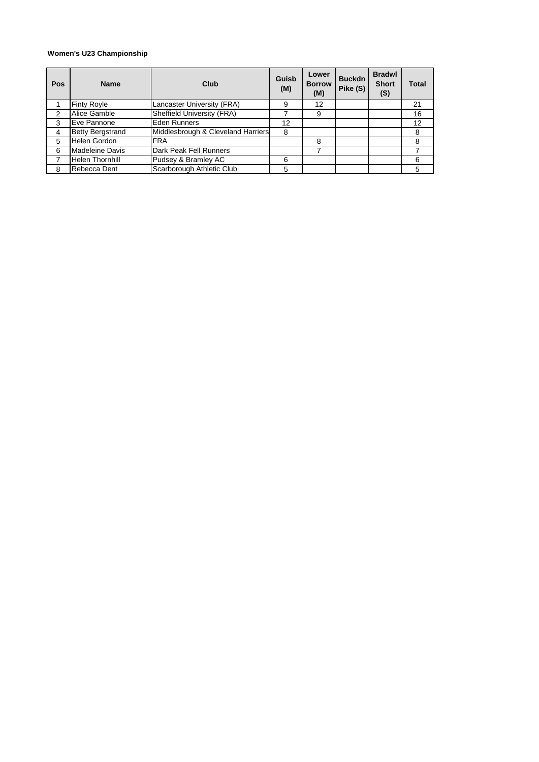**Women's U23 Championship**

| Pos | Name | Club | Guisb (M) | Lower Borrow (M) | Buckdn Pike (S) | Bradwl Short (S) | Total |
|---|---|---|---|---|---|---|---|
| 1 | Finty Royle | Lancaster University (FRA) | 9 | 12 | | | 21 |
| 2 | Alice Gamble | Sheffield University (FRA) | 7 | 9 | | | 16 |
| 3 | Eve Pannone | Eden Runners | 12 | | | | 12 |
| 4 | Betty Bergstrand | Middlesbrough & Cleveland Harriers | 8 | | | | 8 |
| 5 | Helen Gordon | FRA | | 8 | | | 8 |
| 6 | Madeleine Davis | Dark Peak Fell Runners | | 7 | | | 7 |
| 7 | Helen Thornhill | Pudsey & Bramley AC | 6 | | | | 6 |
| 8 | Rebecca Dent | Scarborough Athletic Club | 5 | | | | 5 |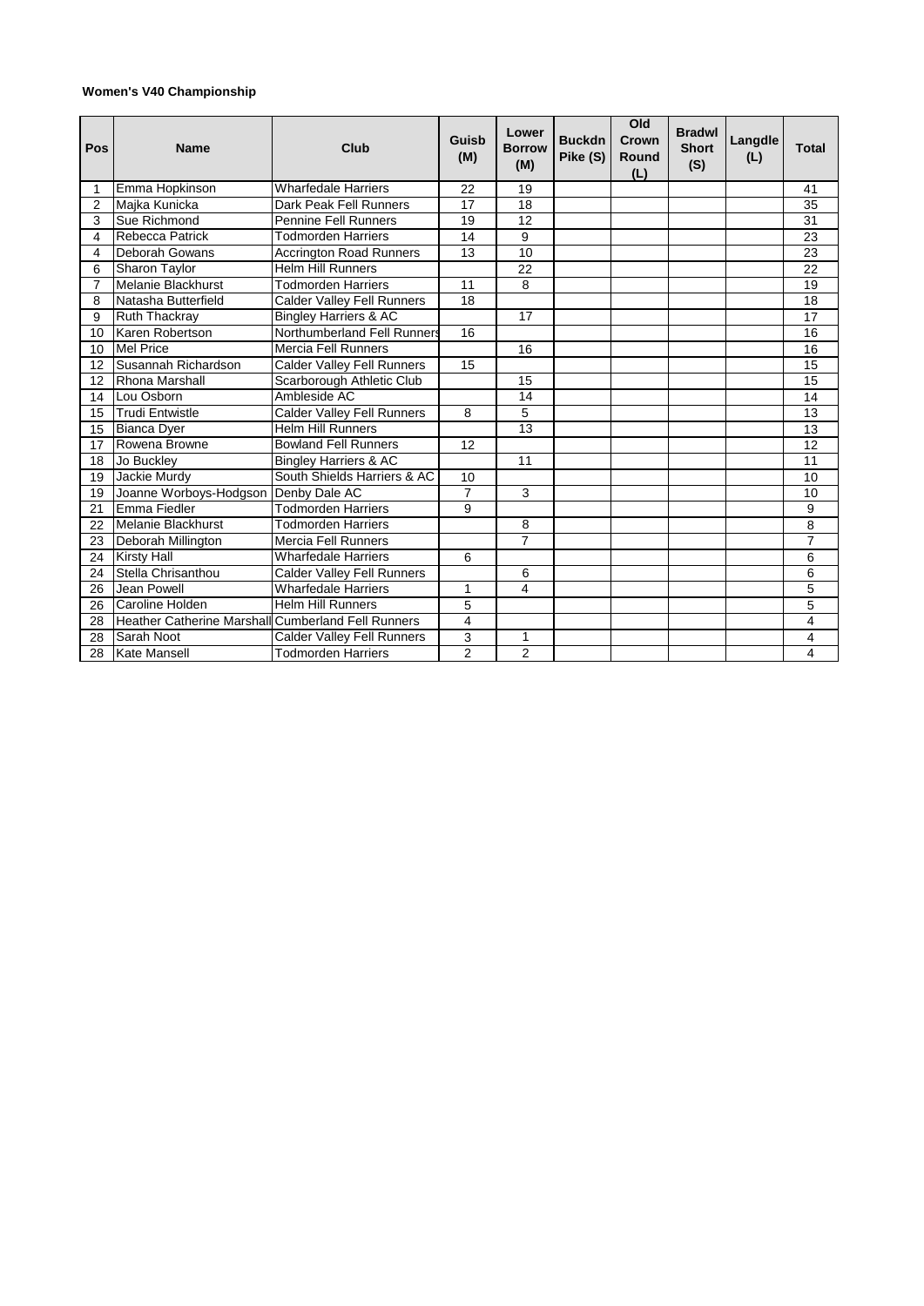**Women's V40 Championship**

| Pos | Name | Club | Guisb (M) | Lower Borrow (M) | Buckdn Pike (S) | Old Crown Round (L) | Bradwl Short (S) | Langdle (L) | Total |
|---|---|---|---|---|---|---|---|---|---|
| 1 | Emma Hopkinson | Wharfedale Harriers | 22 | 19 | | | | | 41 |
| 2 | Majka Kunicka | Dark Peak Fell Runners | 17 | 18 | | | | | 35 |
| 3 | Sue Richmond | Pennine Fell Runners | 19 | 12 | | | | | 31 |
| 4 | Rebecca Patrick | Todmorden Harriers | 14 | 9 | | | | | 23 |
| 4 | Deborah Gowans | Accrington Road Runners | 13 | 10 | | | | | 23 |
| 6 | Sharon Taylor | Helm Hill Runners | | 22 | | | | | 22 |
| 7 | Melanie Blackhurst | Todmorden Harriers | 11 | 8 | | | | | 19 |
| 8 | Natasha Butterfield | Calder Valley Fell Runners | 18 | | | | | | 18 |
| 9 | Ruth Thackray | Bingley Harriers & AC | | 17 | | | | | 17 |
| 10 | Karen Robertson | Northumberland Fell Runners | 16 | | | | | | 16 |
| 10 | Mel Price | Mercia Fell Runners | | 16 | | | | | 16 |
| 12 | Susannah Richardson | Calder Valley Fell Runners | 15 | | | | | | 15 |
| 12 | Rhona Marshall | Scarborough Athletic Club | | 15 | | | | | 15 |
| 14 | Lou Osborn | Ambleside AC | | 14 | | | | | 14 |
| 15 | Trudi Entwistle | Calder Valley Fell Runners | 8 | 5 | | | | | 13 |
| 15 | Bianca Dyer | Helm Hill Runners | | 13 | | | | | 13 |
| 17 | Rowena Browne | Bowland Fell Runners | 12 | | | | | | 12 |
| 18 | Jo Buckley | Bingley Harriers & AC | | 11 | | | | | 11 |
| 19 | Jackie Murdy | South Shields Harriers & AC | 10 | | | | | | 10 |
| 19 | Joanne Worboys-Hodgson | Denby Dale AC | 7 | 3 | | | | | 10 |
| 21 | Emma Fiedler | Todmorden Harriers | 9 | | | | | | 9 |
| 22 | Melanie Blackhurst | Todmorden Harriers | | 8 | | | | | 8 |
| 23 | Deborah Millington | Mercia Fell Runners | | 7 | | | | | 7 |
| 24 | Kirsty Hall | Wharfedale Harriers | 6 | | | | | | 6 |
| 24 | Stella Chrisanthou | Calder Valley Fell Runners | | 6 | | | | | 6 |
| 26 | Jean Powell | Wharfedale Harriers | 1 | 4 | | | | | 5 |
| 26 | Caroline Holden | Helm Hill Runners | 5 | | | | | | 5 |
| 28 | Heather Catherine Marshall | Cumberland Fell Runners | 4 | | | | | | 4 |
| 28 | Sarah Noot | Calder Valley Fell Runners | 3 | 1 | | | | | 4 |
| 28 | Kate Mansell | Todmorden Harriers | 2 | 2 | | | | | 4 |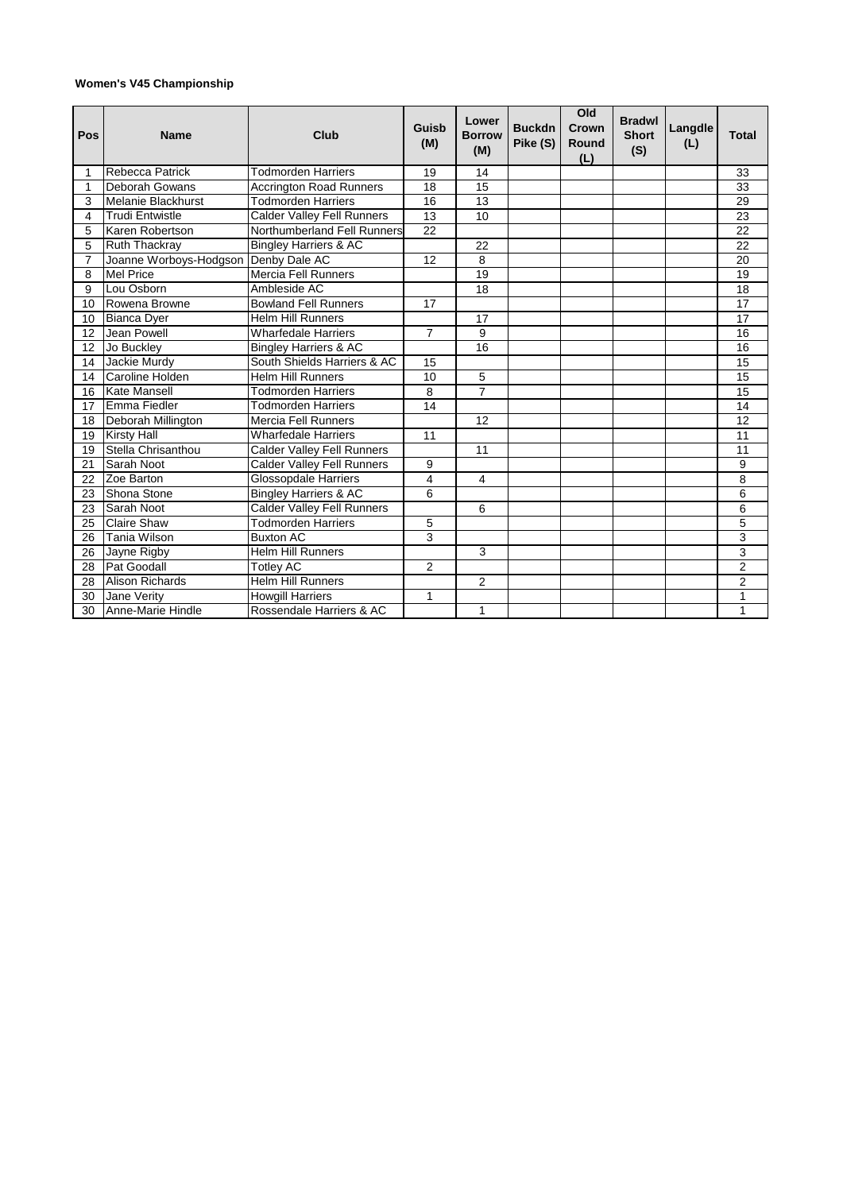**Women's V45 Championship**

| Pos | Name | Club | Guisb (M) | Lower Borrow (M) | Buckdn Pike (S) | Old Crown Round (L) | Bradwl Short (S) | Langdle (L) | Total |
|---|---|---|---|---|---|---|---|---|---|
| 1 | Rebecca Patrick | Todmorden Harriers | 19 | 14 | | | | | 33 |
| 1 | Deborah Gowans | Accrington Road Runners | 18 | 15 | | | | | 33 |
| 3 | Melanie Blackhurst | Todmorden Harriers | 16 | 13 | | | | | 29 |
| 4 | Trudi Entwistle | Calder Valley Fell Runners | 13 | 10 | | | | | 23 |
| 5 | Karen Robertson | Northumberland Fell Runners | 22 | | | | | | 22 |
| 5 | Ruth Thackray | Bingley Harriers & AC | | 22 | | | | | 22 |
| 7 | Joanne Worboys-Hodgson | Denby Dale AC | 12 | 8 | | | | | 20 |
| 8 | Mel Price | Mercia Fell Runners | | 19 | | | | | 19 |
| 9 | Lou Osborn | Ambleside AC | | 18 | | | | | 18 |
| 10 | Rowena Browne | Bowland Fell Runners | 17 | | | | | | 17 |
| 10 | Bianca Dyer | Helm Hill Runners | | 17 | | | | | 17 |
| 12 | Jean Powell | Wharfedale Harriers | 7 | 9 | | | | | 16 |
| 12 | Jo Buckley | Bingley Harriers & AC | | 16 | | | | | 16 |
| 14 | Jackie Murdy | South Shields Harriers & AC | 15 | | | | | | 15 |
| 14 | Caroline Holden | Helm Hill Runners | 10 | 5 | | | | | 15 |
| 16 | Kate Mansell | Todmorden Harriers | 8 | 7 | | | | | 15 |
| 17 | Emma Fiedler | Todmorden Harriers | 14 | | | | | | 14 |
| 18 | Deborah Millington | Mercia Fell Runners | | 12 | | | | | 12 |
| 19 | Kirsty Hall | Wharfedale Harriers | 11 | | | | | | 11 |
| 19 | Stella Chrisanthou | Calder Valley Fell Runners | | 11 | | | | | 11 |
| 21 | Sarah Noot | Calder Valley Fell Runners | 9 | | | | | | 9 |
| 22 | Zoe Barton | Glossopdale Harriers | 4 | 4 | | | | | 8 |
| 23 | Shona Stone | Bingley Harriers & AC | 6 | | | | | | 6 |
| 23 | Sarah Noot | Calder Valley Fell Runners | | 6 | | | | | 6 |
| 25 | Claire Shaw | Todmorden Harriers | 5 | | | | | | 5 |
| 26 | Tania Wilson | Buxton AC | 3 | | | | | | 3 |
| 26 | Jayne Rigby | Helm Hill Runners | | 3 | | | | | 3 |
| 28 | Pat Goodall | Totley AC | 2 | | | | | | 2 |
| 28 | Alison Richards | Helm Hill Runners | | 2 | | | | | 2 |
| 30 | Jane Verity | Howgill Harriers | 1 | | | | | | 1 |
| 30 | Anne-Marie Hindle | Rossendale Harriers & AC | | 1 | | | | | 1 |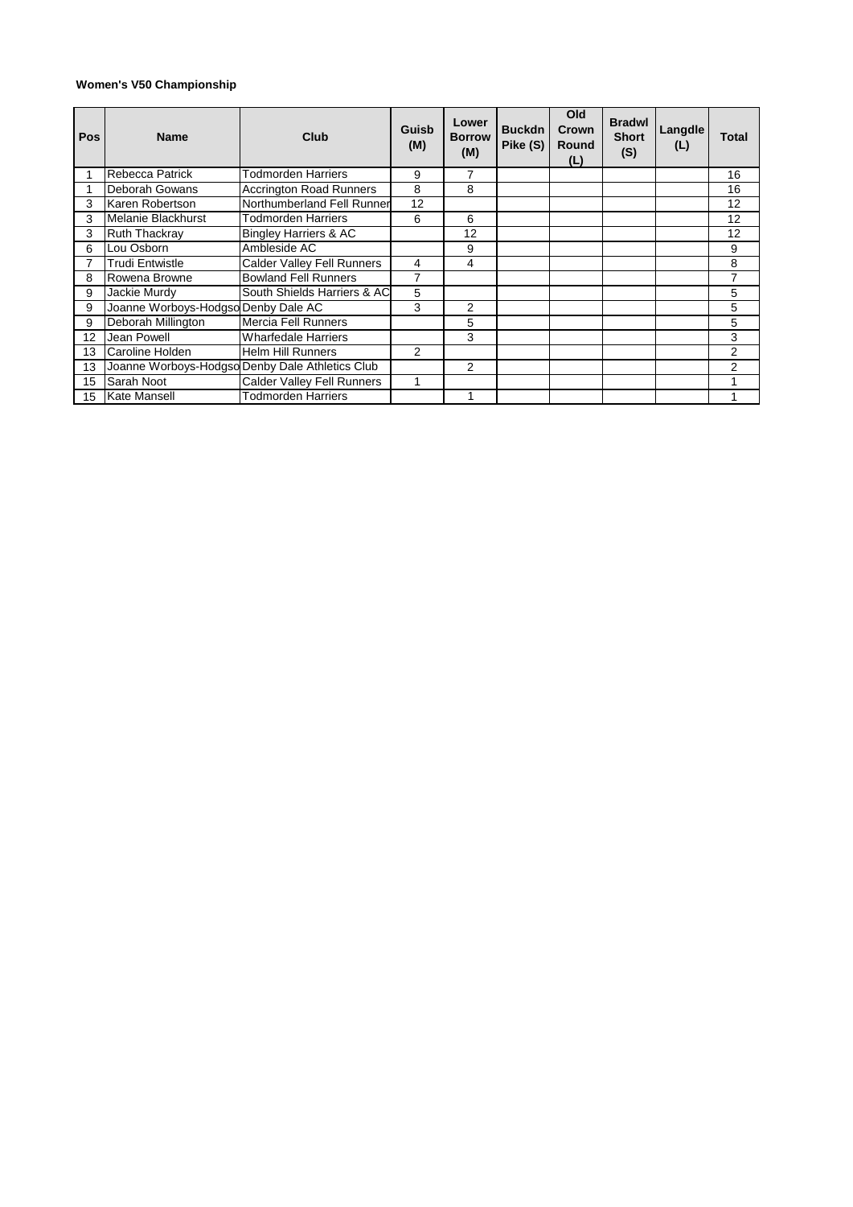**Women's V50 Championship**

| Pos | Name | Club | Guisb (M) | Lower Borrow (M) | Buckdn Pike (S) | Old Crown Round (L) | Bradwl Short (S) | Langdle (L) | Total |
|---|---|---|---|---|---|---|---|---|---|
| 1 | Rebecca Patrick | Todmorden Harriers | 9 | 7 | | | | | 16 |
| 1 | Deborah Gowans | Accrington Road Runners | 8 | 8 | | | | | 16 |
| 3 | Karen Robertson | Northumberland Fell Runner | 12 | | | | | | 12 |
| 3 | Melanie Blackhurst | Todmorden Harriers | 6 | 6 | | | | | 12 |
| 3 | Ruth Thackray | Bingley Harriers & AC | | 12 | | | | | 12 |
| 6 | Lou Osborn | Ambleside AC | | 9 | | | | | 9 |
| 7 | Trudi Entwistle | Calder Valley Fell Runners | 4 | 4 | | | | | 8 |
| 8 | Rowena Browne | Bowland Fell Runners | 7 | | | | | | 7 |
| 9 | Jackie Murdy | South Shields Harriers & AC | 5 | | | | | | 5 |
| 9 | Joanne Worboys-Hodgso | Denby Dale AC | 3 | 2 | | | | | 5 |
| 9 | Deborah Millington | Mercia Fell Runners | | 5 | | | | | 5 |
| 12 | Jean Powell | Wharfedale Harriers | | 3 | | | | | 3 |
| 13 | Caroline Holden | Helm Hill Runners | 2 | | | | | | 2 |
| 13 | Joanne Worboys-Hodgso | Denby Dale Athletics Club | | 2 | | | | | 2 |
| 15 | Sarah Noot | Calder Valley Fell Runners | 1 | | | | | | 1 |
| 15 | Kate Mansell | Todmorden Harriers | | 1 | | | | | 1 |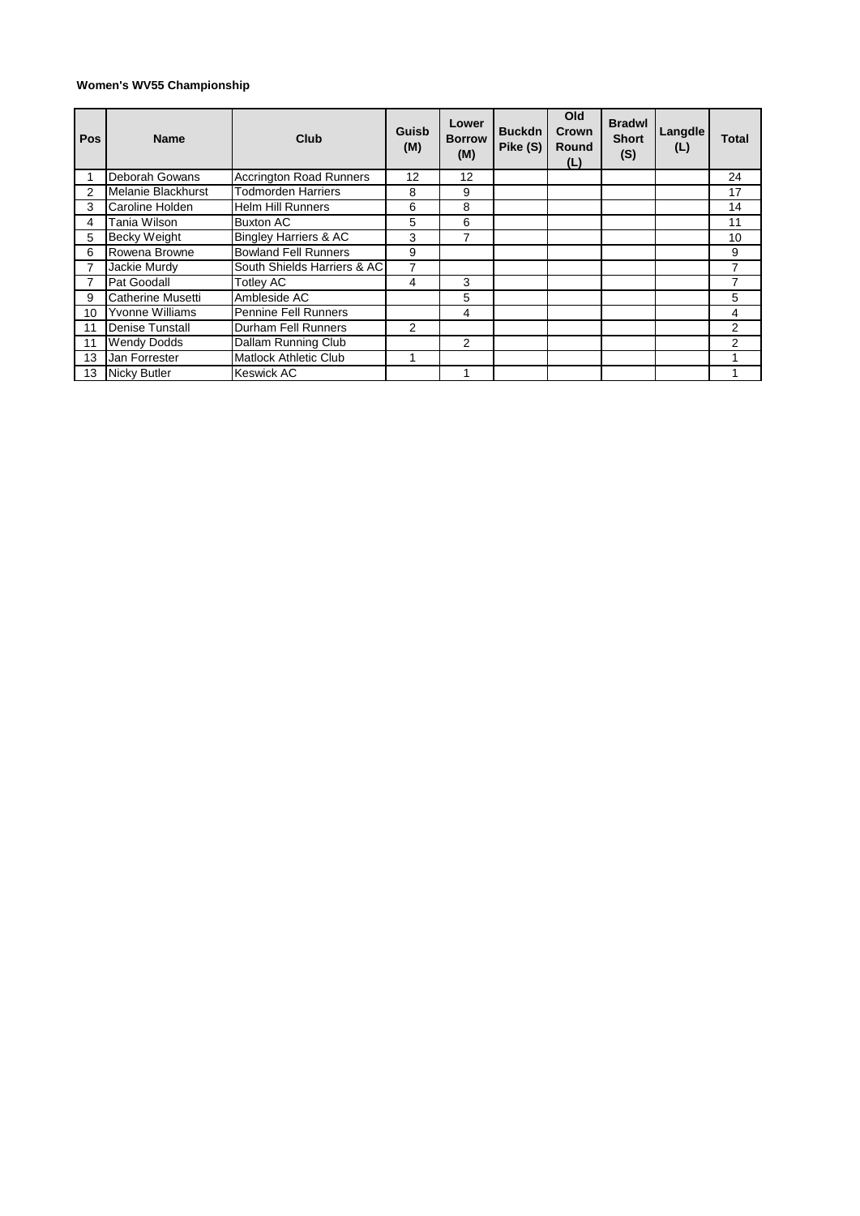**Women's WV55 Championship**

| Pos | Name | Club | Guisb (M) | Lower Borrow (M) | Buckdn Pike (S) | Old Crown Round (L) | Bradwl Short (S) | Langdle (L) | Total |
|---|---|---|---|---|---|---|---|---|---|
| 1 | Deborah Gowans | Accrington Road Runners | 12 | 12 | | | | | 24 |
| 2 | Melanie Blackhurst | Todmorden Harriers | 8 | 9 | | | | | 17 |
| 3 | Caroline Holden | Helm Hill Runners | 6 | 8 | | | | | 14 |
| 4 | Tania Wilson | Buxton AC | 5 | 6 | | | | | 11 |
| 5 | Becky Weight | Bingley Harriers & AC | 3 | 7 | | | | | 10 |
| 6 | Rowena Browne | Bowland Fell Runners | 9 | | | | | | 9 |
| 7 | Jackie Murdy | South Shields Harriers & AC | 7 | | | | | | 7 |
| 7 | Pat Goodall | Totley AC | 4 | 3 | | | | | 7 |
| 9 | Catherine Musetti | Ambleside AC | | 5 | | | | | 5 |
| 10 | Yvonne Williams | Pennine Fell Runners | | 4 | | | | | 4 |
| 11 | Denise Tunstall | Durham Fell Runners | 2 | | | | | | 2 |
| 11 | Wendy Dodds | Dallam Running Club | | 2 | | | | | 2 |
| 13 | Jan Forrester | Matlock Athletic Club | 1 | | | | | | 1 |
| 13 | Nicky Butler | Keswick AC | | 1 | | | | | 1 |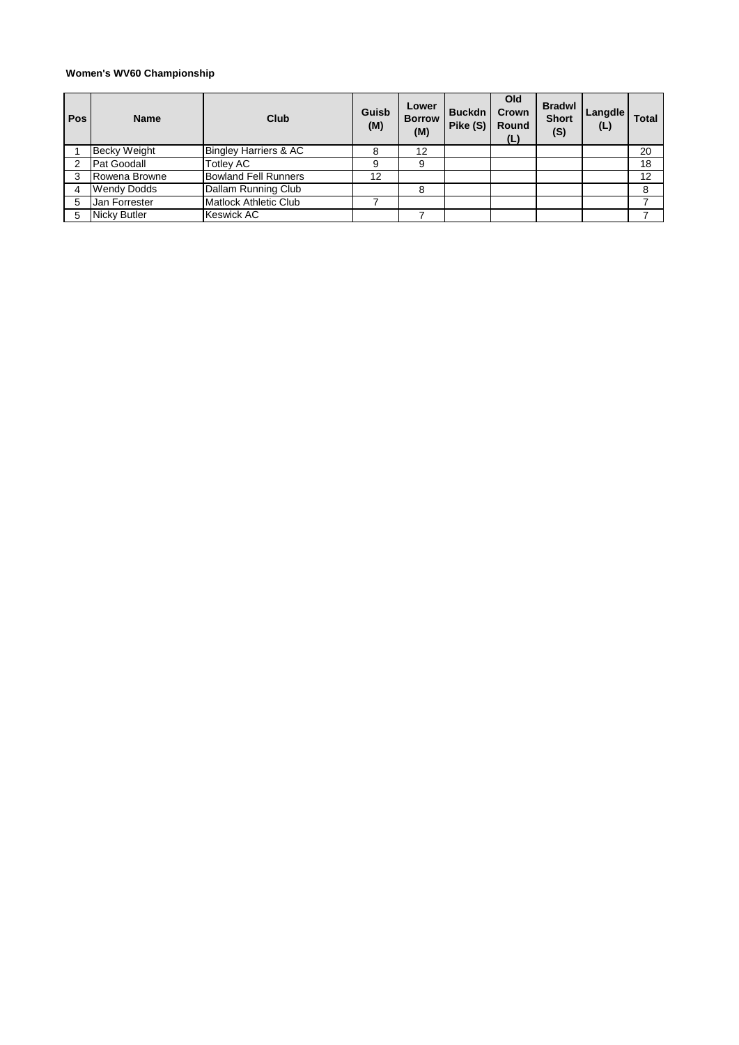**Women's WV60 Championship**

| Pos | Name | Club | Guisb (M) | Lower Borrow (M) | Buckdn Pike (S) | Old Crown Round (L) | Bradwl Short (S) | Langdle (L) | Total |
|---|---|---|---|---|---|---|---|---|---|
| 1 | Becky Weight | Bingley Harriers & AC | 8 | 12 | | | | | 20 |
| 2 | Pat Goodall | Totley AC | 9 | 9 | | | | | 18 |
| 3 | Rowena Browne | Bowland Fell Runners | 12 | | | | | | 12 |
| 4 | Wendy Dodds | Dallam Running Club | | 8 | | | | | 8 |
| 5 | Jan Forrester | Matlock Athletic Club | 7 | | | | | | 7 |
| 5 | Nicky Butler | Keswick AC | | 7 | | | | | 7 |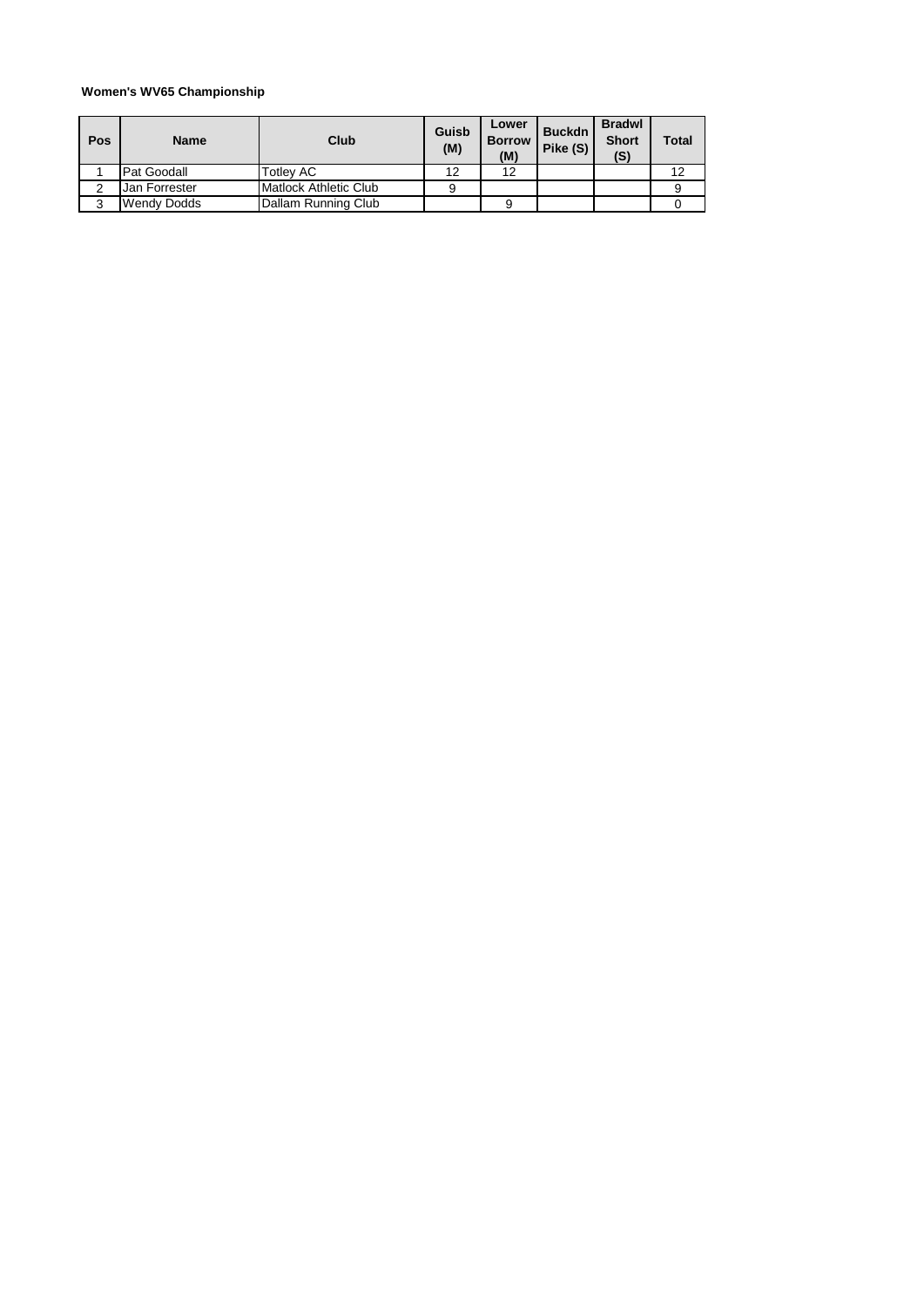**Women's WV65 Championship**

| Pos | Name | Club | Guisb (M) | Lower Borrow (M) | Buckdn Pike (S) | Bradwl Short (S) | Total |
|---|---|---|---|---|---|---|---|
| 1 | Pat Goodall | Totley AC | 12 | 12 | | | 12 |
| 2 | Jan Forrester | Matlock Athletic Club | 9 | | | | 9 |
| 3 | Wendy Dodds | Dallam Running Club | | 9 | | | 0 |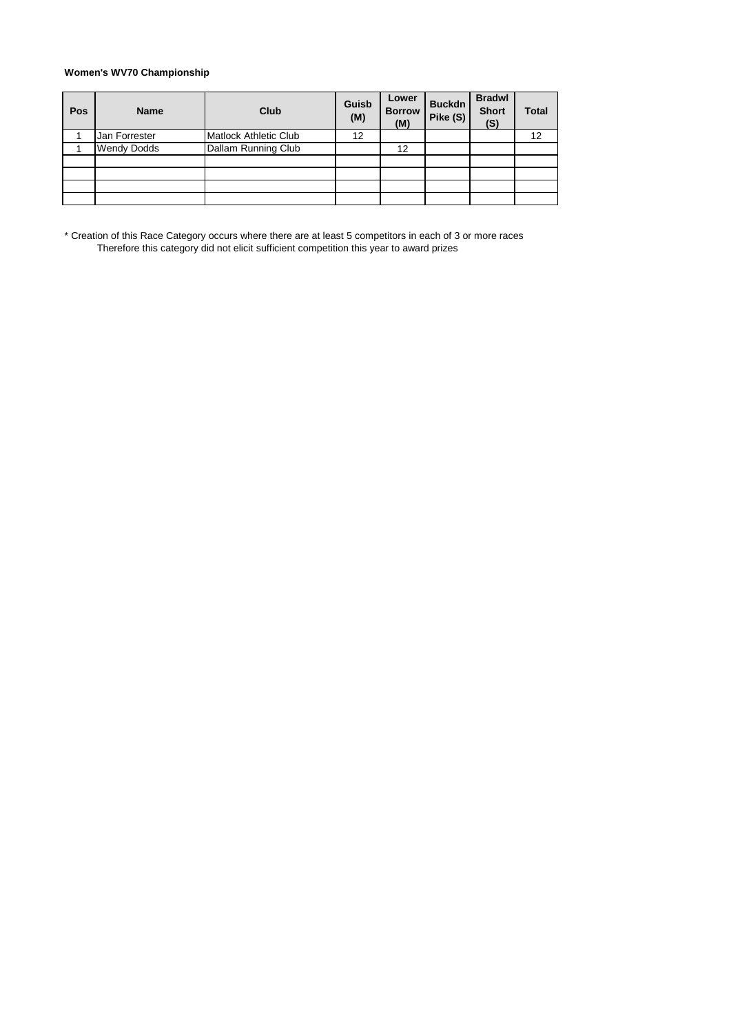**Women's WV70 Championship**

| Pos | Name | Club | Guisb (M) | Lower Borrow (M) | Buckdn Pike (S) | Bradwl Short (S) | Total |
|---|---|---|---|---|---|---|---|
| 1 | Jan Forrester | Matlock Athletic Club | 12 | | | | 12 |
| 1 | Wendy Dodds | Dallam Running Club | | 12 | | | |
| | | | | | | | |
| | | | | | | | |
| | | | | | | | |
| | | | | | | | |

* Creation of this Race Category occurs where there are at least 5 competitors in each of 3 or more races
Therefore this category did not elicit sufficient competition this year to award prizes